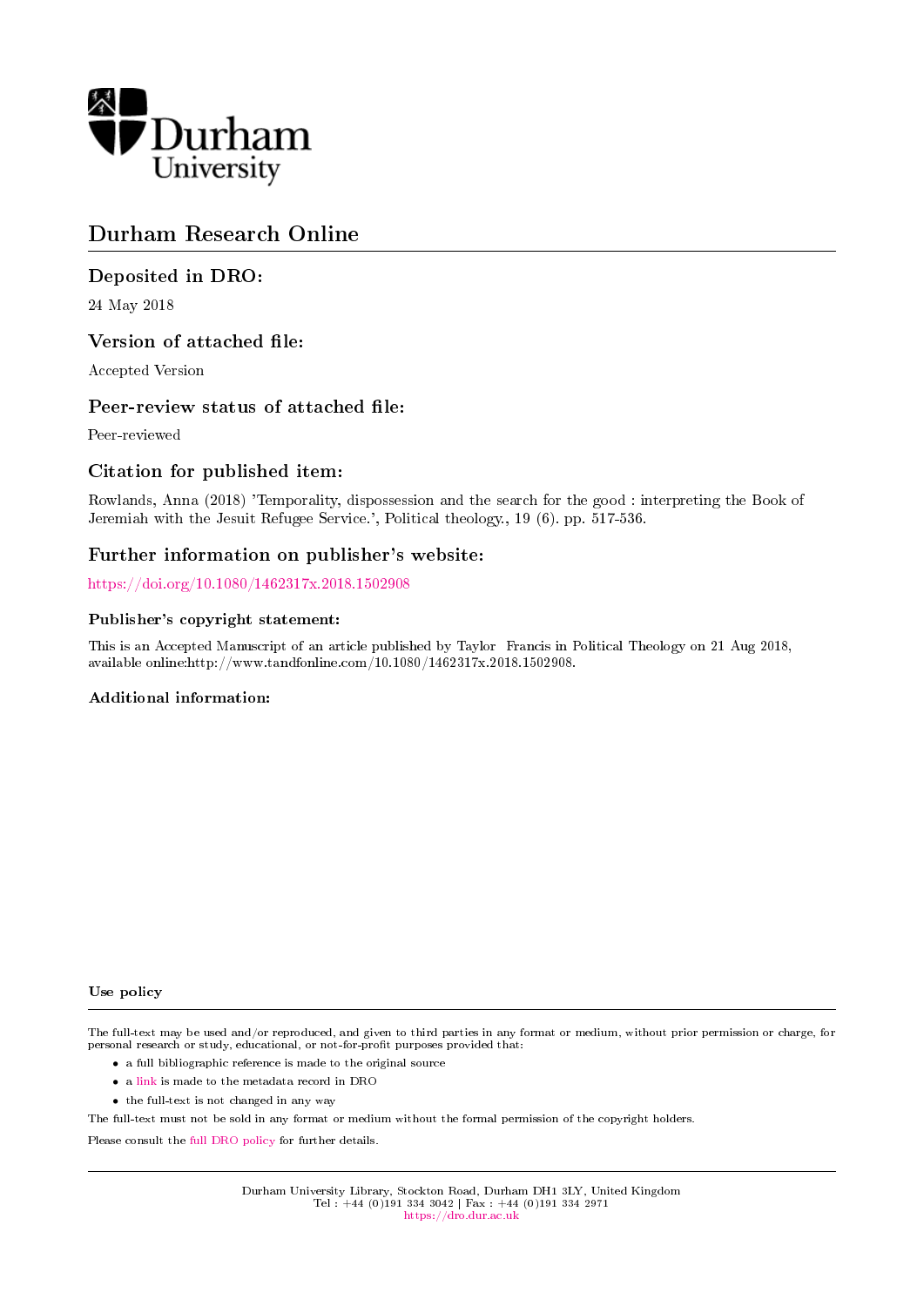Durham University

# Durham Research Online

## Deposited in DRO:

24 May 2018

## Version of attached file:

Accepted Version

## Peer-review status of attached file:

Peer-reviewed

## Citation for published item:

Rowlands, Anna (2018) 'Temporality, dispossession and the search for the good : interpreting the Book of Jeremiah with the Jesuit Refugee Service.', Political theology., 19 (6). pp. 517-536.

## Further information on publisher's website:

https://doi.org/10.1080/1462317x.2018.1502908

### Publisher's copyright statement:

This is an Accepted Manuscript of an article published by Taylor Francis in Political Theology on 21 Aug 2018, available online:http://www.tandfonline.com/10.1080/1462317x.2018.1502908.

### Additional information:

#### Use policy

The full-text may be used and/or reproduced, and given to third parties in any format or medium, without prior permission or charge, for personal research or study, educational, or not-for-profit purposes provided that:

- a full bibliographic reference is made to the original source
- a link is made to the metadata record in DRO
- the full-text is not changed in any way

The full-text must not be sold in any format or medium without the formal permission of the copyright holders.

Please consult the full DRO policy for further details.

Durham University Library, Stockton Road, Durham DH1 3LY, United Kingdom
Tel : +44 (0)191 334 3042 | Fax : +44 (0)191 334 2971
https://dro.dur.ac.uk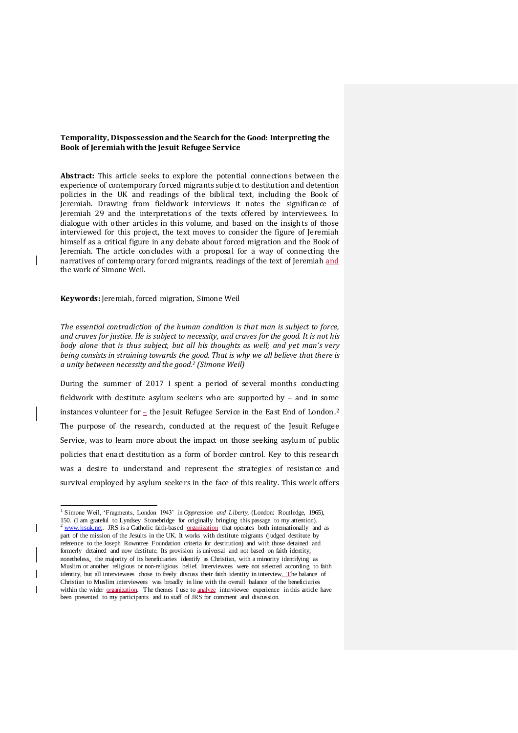**Temporality, Dispossession and the Search for the Good: Interpreting the Book of Jeremiah with the Jesuit Refugee Service**

**Abstract:** This article seeks to explore the potential connections between the experience of contemporary forced migrants subject to destitution and detention policies in the UK and readings of the biblical text, including the Book of Jeremiah. Drawing from fieldwork interviews it notes the significance of Jeremiah 29 and the interpretations of the texts offered by interviewees. In dialogue with other articles in this volume, and based on the insights of those interviewed for this project, the text moves to consider the figure of Jeremiah himself as a critical figure in any debate about forced migration and the Book of Jeremiah. The article concludes with a proposal for a way of connecting the narratives of contemporary forced migrants, readings of the text of Jeremiah and the work of Simone Weil.

**Keywords:** Jeremiah, forced migration, Simone Weil

*The essential contradiction of the human condition is that man is subject to force, and craves for justice. He is subject to necessity, and craves for the good. It is not his body alone that is thus subject, but all his thoughts as well; and yet man's very being consists in straining towards the good. That is why we all believe that there is a unity between necessity and the good.*[1] *(Simone Weil)*

During the summer of 2017 I spent a period of several months conducting fieldwork with destitute asylum seekers who are supported by – and in some instances volunteer for – the Jesuit Refugee Service in the East End of London.[2] The purpose of the research, conducted at the request of the Jesuit Refugee Service, was to learn more about the impact on those seeking asylum of public policies that enact destitution as a form of border control. Key to this research was a desire to understand and represent the strategies of resistance and survival employed by asylum seekers in the face of this reality. This work offers

---

[1] Simone Weil, 'Fragments, London 1943' in *Oppression and Liberty*, (London: Routledge, 1965), 150. (I am grateful to Lyndsey Stonebridge for originally bringing this passage to my attention).

[2] www.jrsuk.net. JRS is a Catholic faith-based organization that operates both internationally and as part of the mission of the Jesuits in the UK. It works with destitute migrants (judged destitute by reference to the Joseph Rowntree Foundation criteria for destitution) and with those detained and formerly detained and now destitute. Its provision is universal and not based on faith identity; nonetheless, the majority of its beneficiaries identify as Christian, with a minority identifying as Muslim or another religious or non-religious belief. Interviewees were not selected according to faith identity, but all interviewees chose to freely discuss their faith identity in interview. The balance of Christian to Muslim interviewees was broadly in line with the overall balance of the beneficiaries within the wider organization. The themes I use to analyze interviewee experience in this article have been presented to my participants and to staff of JRS for comment and discussion.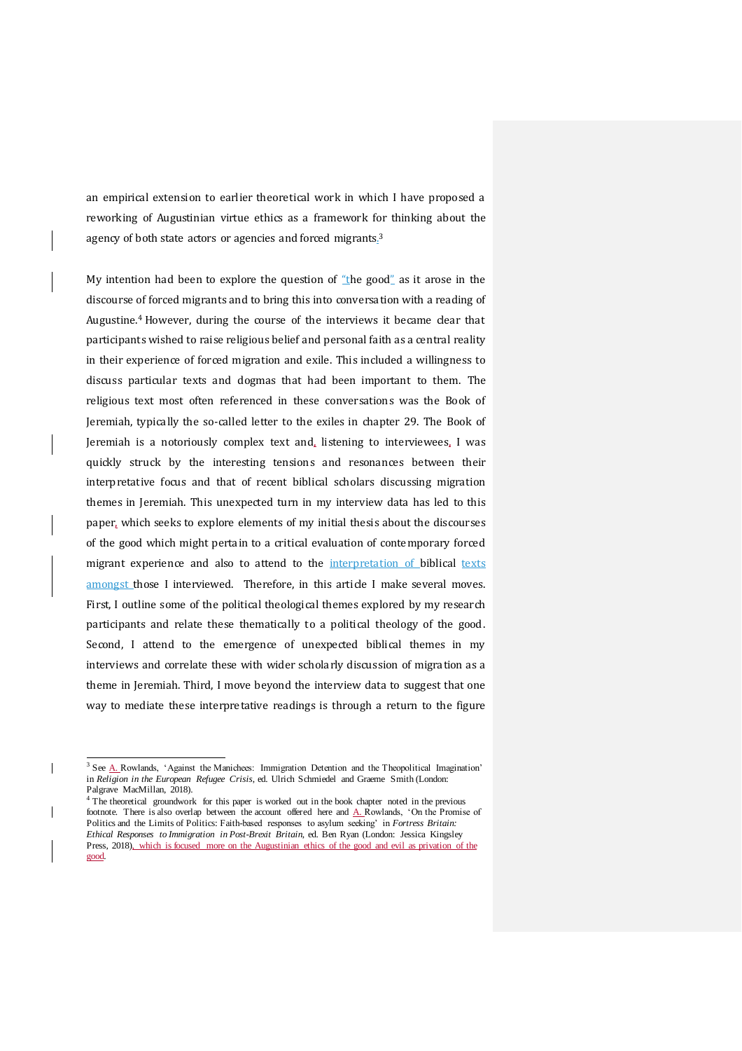an empirical extension to earlier theoretical work in which I have proposed a reworking of Augustinian virtue ethics as a framework for thinking about the agency of both state actors or agencies and forced migrants.[3]

My intention had been to explore the question of "the good" as it arose in the discourse of forced migrants and to bring this into conversation with a reading of Augustine.[4] However, during the course of the interviews it became clear that participants wished to raise religious belief and personal faith as a central reality in their experience of forced migration and exile. This included a willingness to discuss particular texts and dogmas that had been important to them. The religious text most often referenced in these conversations was the Book of Jeremiah, typically the so-called letter to the exiles in chapter 29. The Book of Jeremiah is a notoriously complex text and, listening to interviewees, I was quickly struck by the interesting tensions and resonances between their interpretative focus and that of recent biblical scholars discussing migration themes in Jeremiah. This unexpected turn in my interview data has led to this paper, which seeks to explore elements of my initial thesis about the discourses of the good which might pertain to a critical evaluation of contemporary forced migrant experience and also to attend to the interpretation of biblical texts amongst those I interviewed. Therefore, in this article I make several moves. First, I outline some of the political theological themes explored by my research participants and relate these thematically to a political theology of the good. Second, I attend to the emergence of unexpected biblical themes in my interviews and correlate these with wider scholarly discussion of migration as a theme in Jeremiah. Third, I move beyond the interview data to suggest that one way to mediate these interpretative readings is through a return to the figure

---

[3] See A. Rowlands, 'Against the Manichees: Immigration Detention and the Theopolitical Imagination' in *Religion in the European Refugee Crisis*, ed. Ulrich Schmiedel and Graeme Smith (London: Palgrave MacMillan, 2018).

[4] The theoretical groundwork for this paper is worked out in the book chapter noted in the previous footnote. There is also overlap between the account offered here and A. Rowlands, 'On the Promise of Politics and the Limits of Politics: Faith-based responses to asylum seeking' in *Fortress Britain: Ethical Responses to Immigration in Post-Brexit Britain*, ed. Ben Ryan (London: Jessica Kingsley Press, 2018), which is focused more on the Augustinian ethics of the good and evil as privation of the good.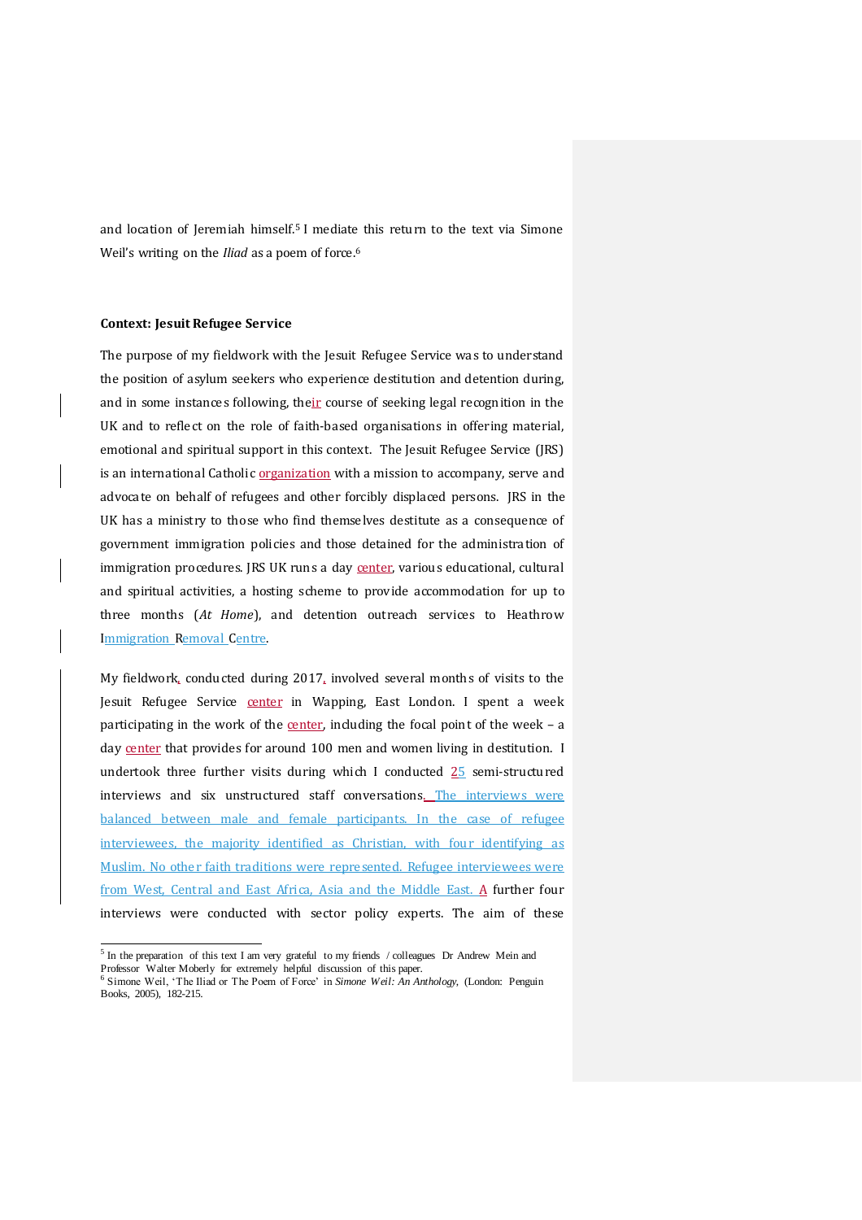and location of Jeremiah himself.[5] I mediate this return to the text via Simone Weil's writing on the *Iliad* as a poem of force.[6]

**Context: Jesuit Refugee Service**

The purpose of my fieldwork with the Jesuit Refugee Service was to understand the position of asylum seekers who experience destitution and detention during, and in some instances following, their course of seeking legal recognition in the UK and to reflect on the role of faith-based organisations in offering material, emotional and spiritual support in this context. The Jesuit Refugee Service (JRS) is an international Catholic organization with a mission to accompany, serve and advocate on behalf of refugees and other forcibly displaced persons. JRS in the UK has a ministry to those who find themselves destitute as a consequence of government immigration policies and those detained for the administration of immigration procedures. JRS UK runs a day center, various educational, cultural and spiritual activities, a hosting scheme to provide accommodation for up to three months (*At Home*), and detention outreach services to Heathrow Immigration Removal Centre.

My fieldwork, conducted during 2017, involved several months of visits to the Jesuit Refugee Service center in Wapping, East London. I spent a week participating in the work of the center, including the focal point of the week – a day center that provides for around 100 men and women living in destitution. I undertook three further visits during which I conducted 25 semi-structured interviews and six unstructured staff conversations. The interviews were balanced between male and female participants. In the case of refugee interviewees, the majority identified as Christian, with four identifying as Muslim. No other faith traditions were represented. Refugee interviewees were from West, Central and East Africa, Asia and the Middle East. A further four interviews were conducted with sector policy experts. The aim of these

[5] In the preparation of this text I am very grateful to my friends / colleagues Dr Andrew Mein and Professor Walter Moberly for extremely helpful discussion of this paper.

[6] Simone Weil, 'The Iliad or The Poem of Force' in *Simone Weil: An Anthology*, (London: Penguin Books, 2005), 182-215.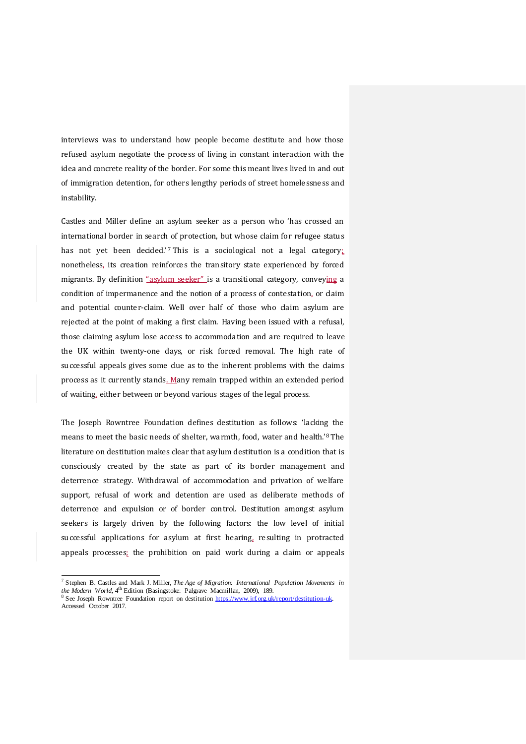interviews was to understand how people become destitute and how those refused asylum negotiate the process of living in constant interaction with the idea and concrete reality of the border. For some this meant lives lived in and out of immigration detention, for others lengthy periods of street homelessness and instability.

Castles and Miller define an asylum seeker as a person who 'has crossed an international border in search of protection, but whose claim for refugee status has not yet been decided.'[7] This is a sociological not a legal category; nonetheless, its creation reinforces the transitory state experienced by forced migrants. By definition "asylum seeker" is a transitional category, conveying a condition of impermanence and the notion of a process of contestation, or claim and potential counter-claim. Well over half of those who claim asylum are rejected at the point of making a first claim. Having been issued with a refusal, those claiming asylum lose access to accommodation and are required to leave the UK within twenty-one days, or risk forced removal. The high rate of successful appeals gives some clue as to the inherent problems with the claims process as it currently stands. Many remain trapped within an extended period of waiting, either between or beyond various stages of the legal process.

The Joseph Rowntree Foundation defines destitution as follows: 'lacking the means to meet the basic needs of shelter, warmth, food, water and health.'[8] The literature on destitution makes clear that asylum destitution is a condition that is consciously created by the state as part of its border management and deterrence strategy. Withdrawal of accommodation and privation of welfare support, refusal of work and detention are used as deliberate methods of deterrence and expulsion or of border control. Destitution amongst asylum seekers is largely driven by the following factors: the low level of initial successful applications for asylum at first hearing, resulting in protracted appeals processes; the prohibition on paid work during a claim or appeals

[7] Stephen B. Castles and Mark J. Miller, *The Age of Migration: International Population Movements in the Modern World*, 4th Edition (Basingstoke: Palgrave Macmillan, 2009), 189.

[8] See Joseph Rowntree Foundation report on destitution https://www.jrf.org.uk/report/destitution-uk. Accessed October 2017.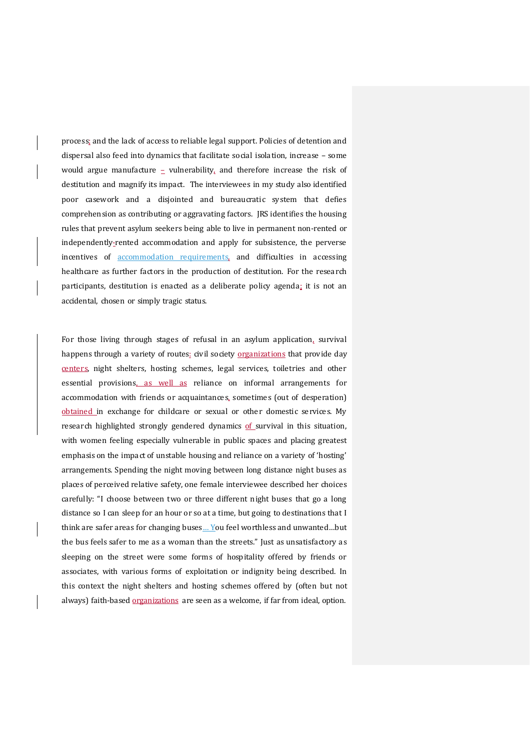process; and the lack of access to reliable legal support. Policies of detention and dispersal also feed into dynamics that facilitate social isolation, increase – some would argue manufacture – vulnerability, and therefore increase the risk of destitution and magnify its impact. The interviewees in my study also identified poor casework and a disjointed and bureaucratic system that defies comprehension as contributing or aggravating factors. JRS identifies the housing rules that prevent asylum seekers being able to live in permanent non-rented or independently-rented accommodation and apply for subsistence, the perverse incentives of accommodation requirements, and difficulties in accessing healthcare as further factors in the production of destitution. For the research participants, destitution is enacted as a deliberate policy agenda; it is not an accidental, chosen or simply tragic status.

For those living through stages of refusal in an asylum application, survival happens through a variety of routes: civil society organizations that provide day centers, night shelters, hosting schemes, legal services, toiletries and other essential provisions, as well as reliance on informal arrangements for accommodation with friends or acquaintances, sometimes (out of desperation) obtained in exchange for childcare or sexual or other domestic services. My research highlighted strongly gendered dynamics of survival in this situation, with women feeling especially vulnerable in public spaces and placing greatest emphasis on the impact of unstable housing and reliance on a variety of 'hosting' arrangements. Spending the night moving between long distance night buses as places of perceived relative safety, one female interviewee described her choices carefully: "I choose between two or three different night buses that go a long distance so I can sleep for an hour or so at a time, but going to destinations that I think are safer areas for changing buses… You feel worthless and unwanted…but the bus feels safer to me as a woman than the streets." Just as unsatisfactory as sleeping on the street were some forms of hospitality offered by friends or associates, with various forms of exploitation or indignity being described. In this context the night shelters and hosting schemes offered by (often but not always) faith-based organizations are seen as a welcome, if far from ideal, option.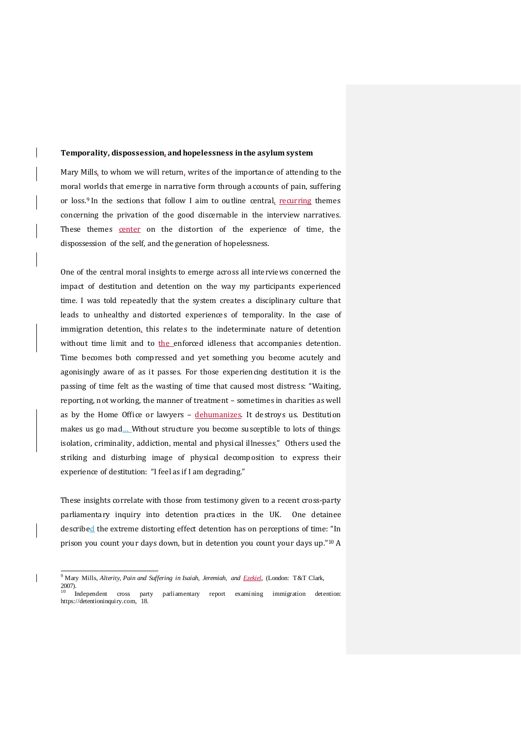**Temporality, dispossession, and hopelessness in the asylum system**

Mary Mills, to whom we will return, writes of the importance of attending to the moral worlds that emerge in narrative form through accounts of pain, suffering or loss.[9] In the sections that follow I aim to outline central, recurring themes concerning the privation of the good discernable in the interview narratives. These themes center on the distortion of the experience of time, the dispossession of the self, and the generation of hopelessness.

One of the central moral insights to emerge across all interviews concerned the impact of destitution and detention on the way my participants experienced time. I was told repeatedly that the system creates a disciplinary culture that leads to unhealthy and distorted experiences of temporality. In the case of immigration detention, this relates to the indeterminate nature of detention without time limit and to the enforced idleness that accompanies detention. Time becomes both compressed and yet something you become acutely and agonisingly aware of as it passes. For those experiencing destitution it is the passing of time felt as the wasting of time that caused most distress: "Waiting, reporting, not working, the manner of treatment – sometimes in charities as well as by the Home Office or lawyers – dehumanizes. It destroys us. Destitution makes us go mad… Without structure you become susceptible to lots of things: isolation, criminality, addiction, mental and physical illnesses." Others used the striking and disturbing image of physical decomposition to express their experience of destitution: "I feel as if I am degrading."

These insights correlate with those from testimony given to a recent cross-party parliamentary inquiry into detention practices in the UK. One detainee described the extreme distorting effect detention has on perceptions of time: "In prison you count your days down, but in detention you count your days up."[10] A

---

[9] Mary Mills, *Alterity, Pain and Suffering in Isaiah, Jeremiah, and Ezekiel*, (London: T&T Clark, 2007).

[10] Independent cross party parliamentary report examining immigration detention: https://detentioninquiry.com, 18.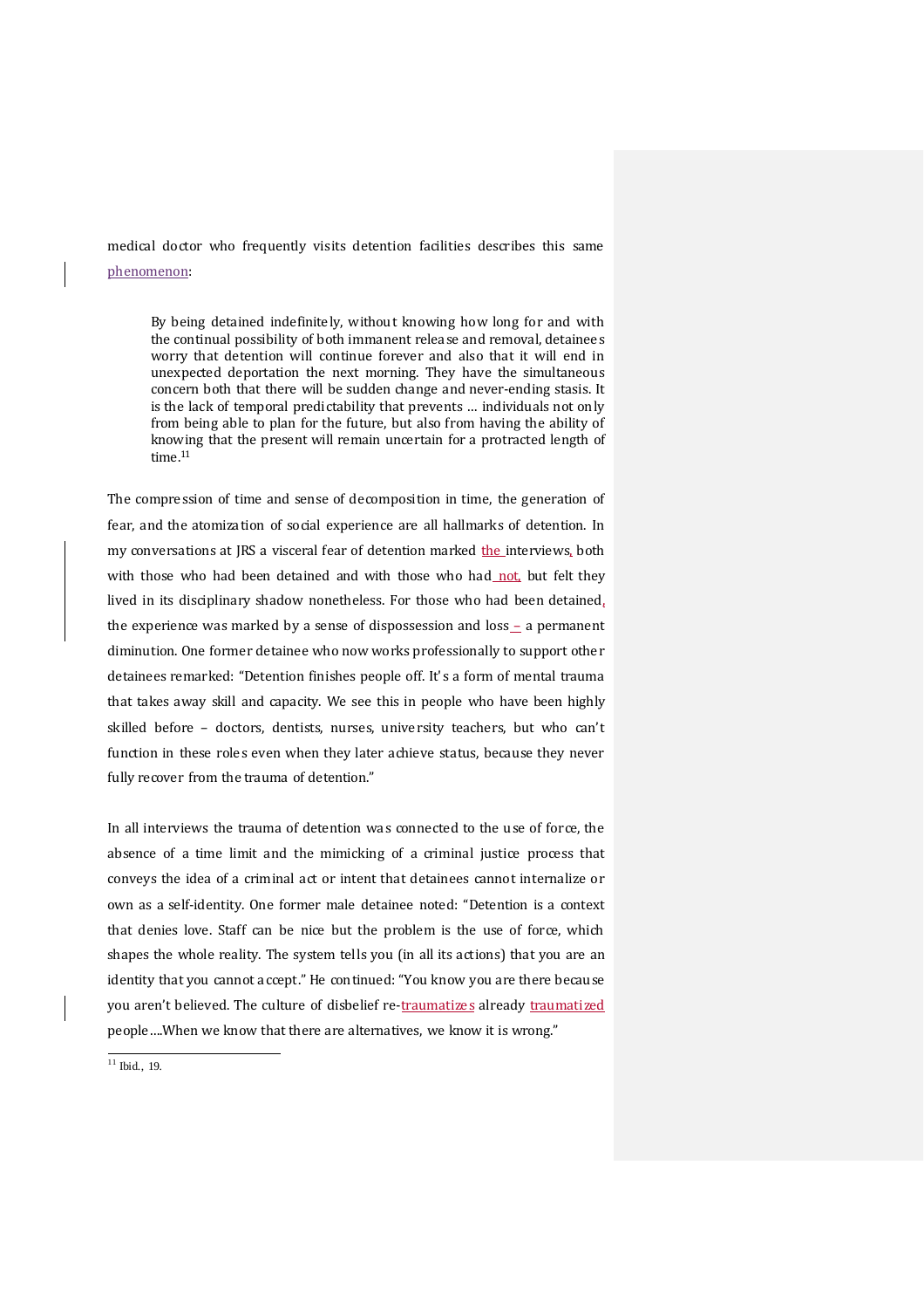medical doctor who frequently visits detention facilities describes this same phenomenon:

> By being detained indefinitely, without knowing how long for and with the continual possibility of both immanent release and removal, detainees worry that detention will continue forever and also that it will end in unexpected deportation the next morning. They have the simultaneous concern both that there will be sudden change and never-ending stasis. It is the lack of temporal predictability that prevents … individuals not only from being able to plan for the future, but also from having the ability of knowing that the present will remain uncertain for a protracted length of time.[11]

The compression of time and sense of decomposition in time, the generation of fear, and the atomization of social experience are all hallmarks of detention. In my conversations at JRS a visceral fear of detention marked the interviews, both with those who had been detained and with those who had not, but felt they lived in its disciplinary shadow nonetheless. For those who had been detained, the experience was marked by a sense of dispossession and loss – a permanent diminution. One former detainee who now works professionally to support other detainees remarked: "Detention finishes people off. It's a form of mental trauma that takes away skill and capacity. We see this in people who have been highly skilled before – doctors, dentists, nurses, university teachers, but who can't function in these roles even when they later achieve status, because they never fully recover from the trauma of detention."

In all interviews the trauma of detention was connected to the use of force, the absence of a time limit and the mimicking of a criminal justice process that conveys the idea of a criminal act or intent that detainees cannot internalize or own as a self-identity. One former male detainee noted: "Detention is a context that denies love. Staff can be nice but the problem is the use of force, which shapes the whole reality. The system tells you (in all its actions) that you are an identity that you cannot accept." He continued: "You know you are there because you aren't believed. The culture of disbelief re-traumatizes already traumatized people….When we know that there are alternatives, we know it is wrong."

[11] Ibid., 19.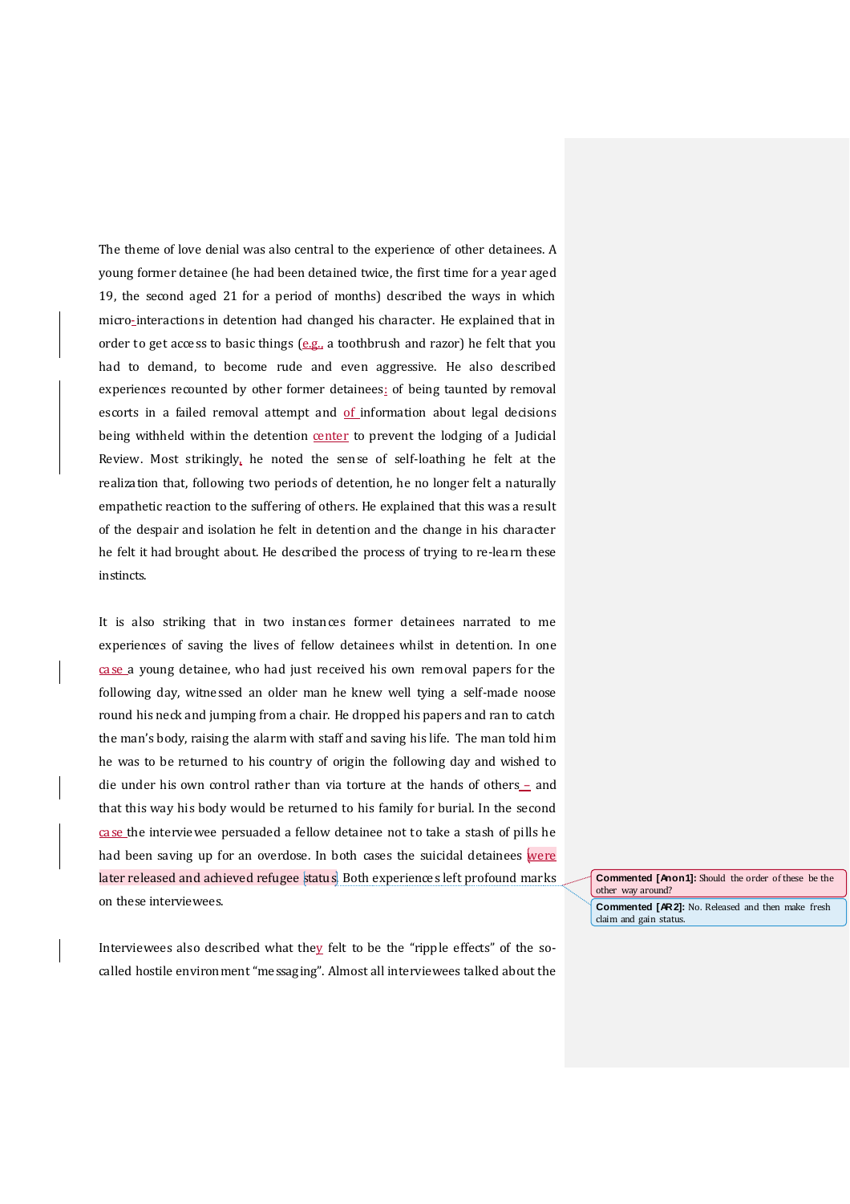The theme of love denial was also central to the experience of other detainees. A young former detainee (he had been detained twice, the first time for a year aged 19, the second aged 21 for a period of months) described the ways in which micro-interactions in detention had changed his character. He explained that in order to get access to basic things (e.g., a toothbrush and razor) he felt that you had to demand, to become rude and even aggressive. He also described experiences recounted by other former detainees: of being taunted by removal escorts in a failed removal attempt and of information about legal decisions being withheld within the detention center to prevent the lodging of a Judicial Review. Most strikingly, he noted the sense of self-loathing he felt at the realization that, following two periods of detention, he no longer felt a naturally empathetic reaction to the suffering of others. He explained that this was a result of the despair and isolation he felt in detention and the change in his character he felt it had brought about. He described the process of trying to re-learn these instincts.

It is also striking that in two instances former detainees narrated to me experiences of saving the lives of fellow detainees whilst in detention. In one case a young detainee, who had just received his own removal papers for the following day, witnessed an older man he knew well tying a self-made noose round his neck and jumping from a chair. He dropped his papers and ran to catch the man's body, raising the alarm with staff and saving his life. The man told him he was to be returned to his country of origin the following day and wished to die under his own control rather than via torture at the hands of others – and that this way his body would be returned to his family for burial. In the second case the interviewee persuaded a fellow detainee not to take a stash of pills he had been saving up for an overdose. In both cases the suicidal detainees were later released and achieved refugee status. Both experiences left profound marks on these interviewees.

Interviewees also described what they felt to be the "ripple effects" of the so-called hostile environment "messaging". Almost all interviewees talked about the

**Commented [Anon1]:** Should the order of these be the other way around?

**Commented [AR2]:** No. Released and then make fresh claim and gain status.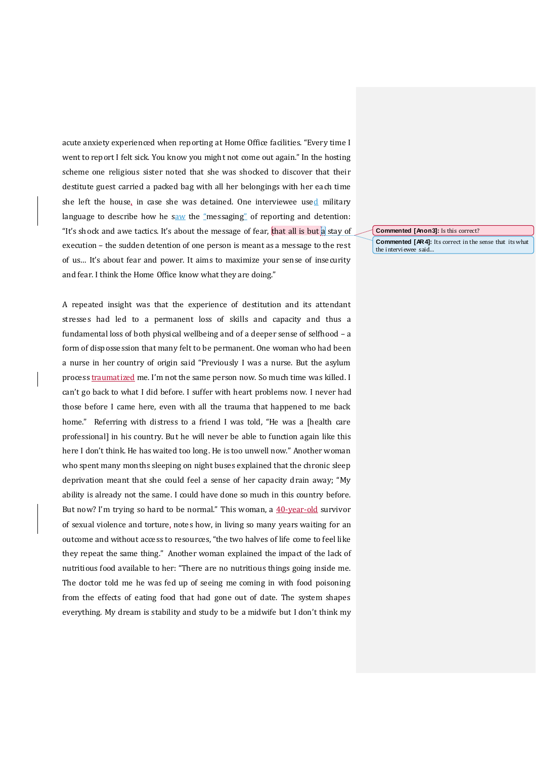acute anxiety experienced when reporting at Home Office facilities. "Every time I went to report I felt sick. You know you might not come out again." In the hosting scheme one religious sister noted that she was shocked to discover that their destitute guest carried a packed bag with all her belongings with her each time she left the house, in case she was detained. One interviewee used military language to describe how he saw the "messaging" of reporting and detention: "It's shock and awe tactics. It's about the message of fear, that all is but a stay of execution – the sudden detention of one person is meant as a message to the rest of us... It's about fear and power. It aims to maximize your sense of insecurity and fear. I think the Home Office know what they are doing."

**Commented [Anon3]:** Is this correct?

**Commented [AR4]:** Its correct in the sense that its what the interviewee said...

A repeated insight was that the experience of destitution and its attendant stresses had led to a permanent loss of skills and capacity and thus a fundamental loss of both physical wellbeing and of a deeper sense of selfhood – a form of dispossession that many felt to be permanent. One woman who had been a nurse in her country of origin said "Previously I was a nurse. But the asylum process traumatized me. I'm not the same person now. So much time was killed. I can't go back to what I did before. I suffer with heart problems now. I never had those before I came here, even with all the trauma that happened to me back home." Referring with distress to a friend I was told, "He was a [health care professional] in his country. But he will never be able to function again like this here I don't think. He has waited too long. He is too unwell now." Another woman who spent many months sleeping on night buses explained that the chronic sleep deprivation meant that she could feel a sense of her capacity drain away; "My ability is already not the same. I could have done so much in this country before. But now? I'm trying so hard to be normal." This woman, a 40-year-old survivor of sexual violence and torture, notes how, in living so many years waiting for an outcome and without access to resources, "the two halves of life come to feel like they repeat the same thing." Another woman explained the impact of the lack of nutritious food available to her: "There are no nutritious things going inside me. The doctor told me he was fed up of seeing me coming in with food poisoning from the effects of eating food that had gone out of date. The system shapes everything. My dream is stability and study to be a midwife but I don't think my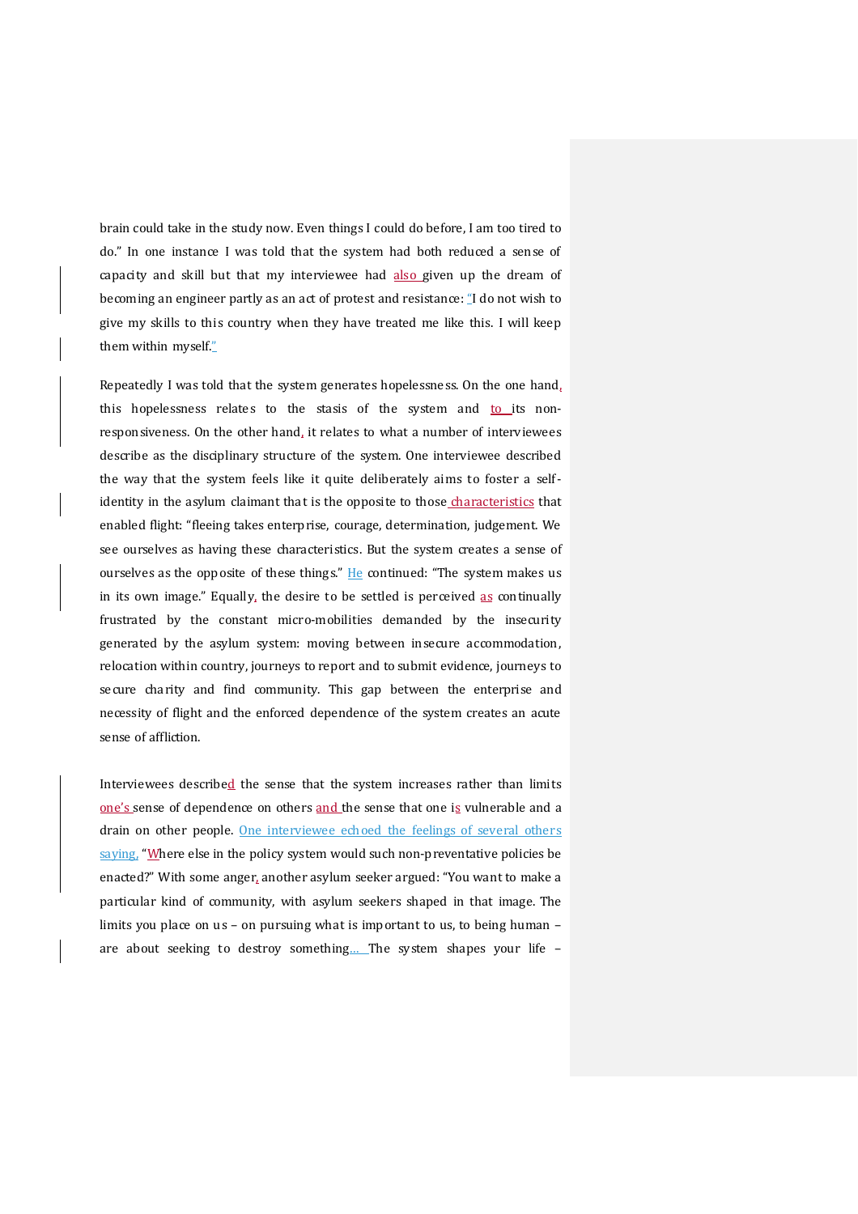brain could take in the study now. Even things I could do before, I am too tired to do." In one instance I was told that the system had both reduced a sense of capacity and skill but that my interviewee had also given up the dream of becoming an engineer partly as an act of protest and resistance: "I do not wish to give my skills to this country when they have treated me like this. I will keep them within myself."

Repeatedly I was told that the system generates hopelessness. On the one hand, this hopelessness relates to the stasis of the system and to its non-responsiveness. On the other hand, it relates to what a number of interviewees describe as the disciplinary structure of the system. One interviewee described the way that the system feels like it quite deliberately aims to foster a self-identity in the asylum claimant that is the opposite to those characteristics that enabled flight: "fleeing takes enterprise, courage, determination, judgement. We see ourselves as having these characteristics. But the system creates a sense of ourselves as the opposite of these things." He continued: "The system makes us in its own image." Equally, the desire to be settled is perceived as continually frustrated by the constant micro-mobilities demanded by the insecurity generated by the asylum system: moving between insecure accommodation, relocation within country, journeys to report and to submit evidence, journeys to secure charity and find community. This gap between the enterprise and necessity of flight and the enforced dependence of the system creates an acute sense of affliction.

Interviewees described the sense that the system increases rather than limits one's sense of dependence on others and the sense that one is vulnerable and a drain on other people. One interviewee echoed the feelings of several others saying, "Where else in the policy system would such non-preventative policies be enacted?" With some anger, another asylum seeker argued: "You want to make a particular kind of community, with asylum seekers shaped in that image. The limits you place on us – on pursuing what is important to us, to being human – are about seeking to destroy something… The system shapes your life –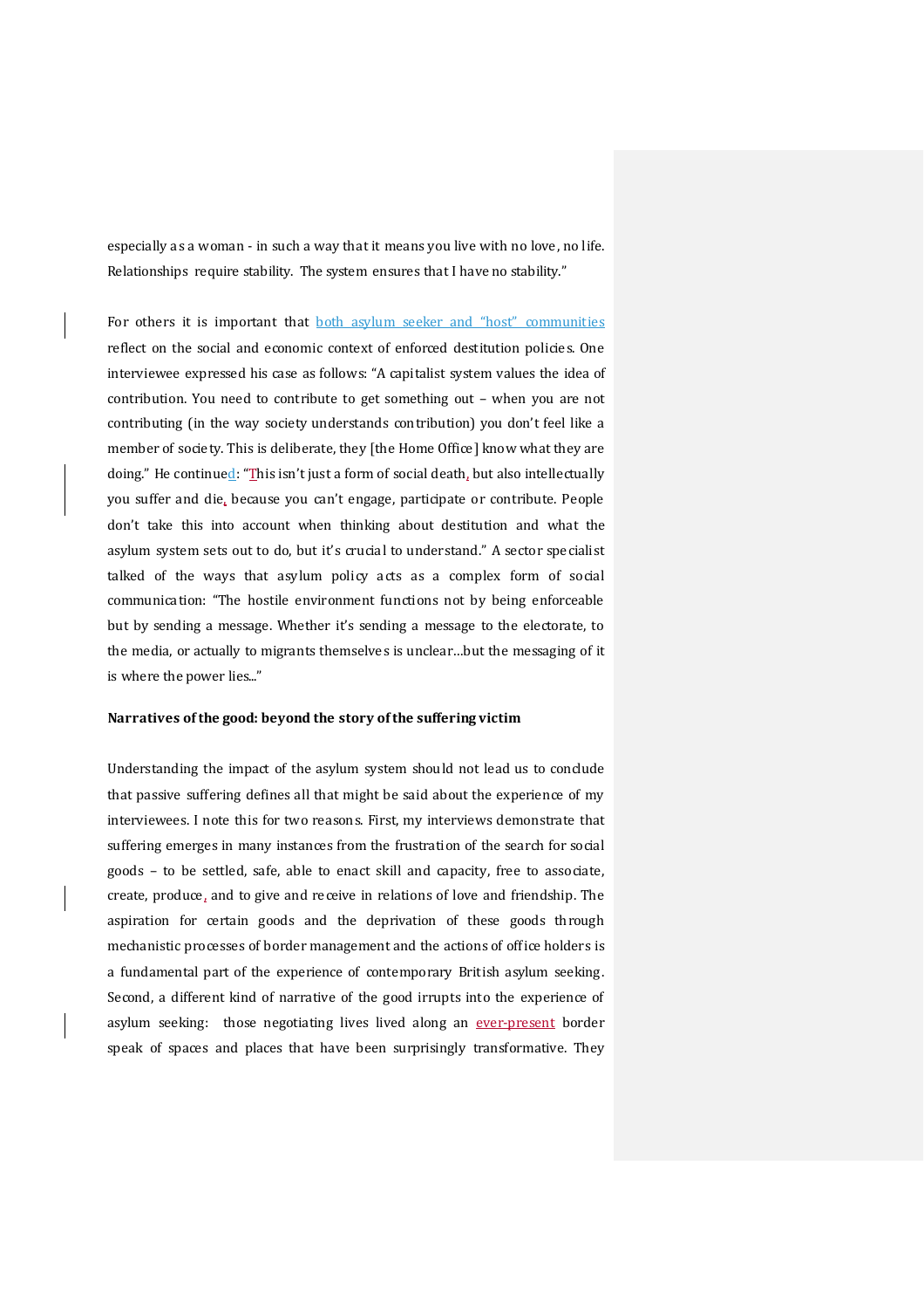especially as a woman - in such a way that it means you live with no love, no life. Relationships require stability. The system ensures that I have no stability."

For others it is important that both asylum seeker and "host" communities reflect on the social and economic context of enforced destitution policies. One interviewee expressed his case as follows: "A capitalist system values the idea of contribution. You need to contribute to get something out – when you are not contributing (in the way society understands contribution) you don't feel like a member of society. This is deliberate, they [the Home Office] know what they are doing." He continued: "This isn't just a form of social death, but also intellectually you suffer and die, because you can't engage, participate or contribute. People don't take this into account when thinking about destitution and what the asylum system sets out to do, but it's crucial to understand." A sector specialist talked of the ways that asylum policy acts as a complex form of social communication: "The hostile environment functions not by being enforceable but by sending a message. Whether it's sending a message to the electorate, to the media, or actually to migrants themselves is unclear…but the messaging of it is where the power lies..."

**Narratives of the good: beyond the story of the suffering victim**

Understanding the impact of the asylum system should not lead us to conclude that passive suffering defines all that might be said about the experience of my interviewees. I note this for two reasons. First, my interviews demonstrate that suffering emerges in many instances from the frustration of the search for social goods – to be settled, safe, able to enact skill and capacity, free to associate, create, produce, and to give and receive in relations of love and friendship. The aspiration for certain goods and the deprivation of these goods through mechanistic processes of border management and the actions of office holders is a fundamental part of the experience of contemporary British asylum seeking. Second, a different kind of narrative of the good irrupts into the experience of asylum seeking: those negotiating lives lived along an ever-present border speak of spaces and places that have been surprisingly transformative. They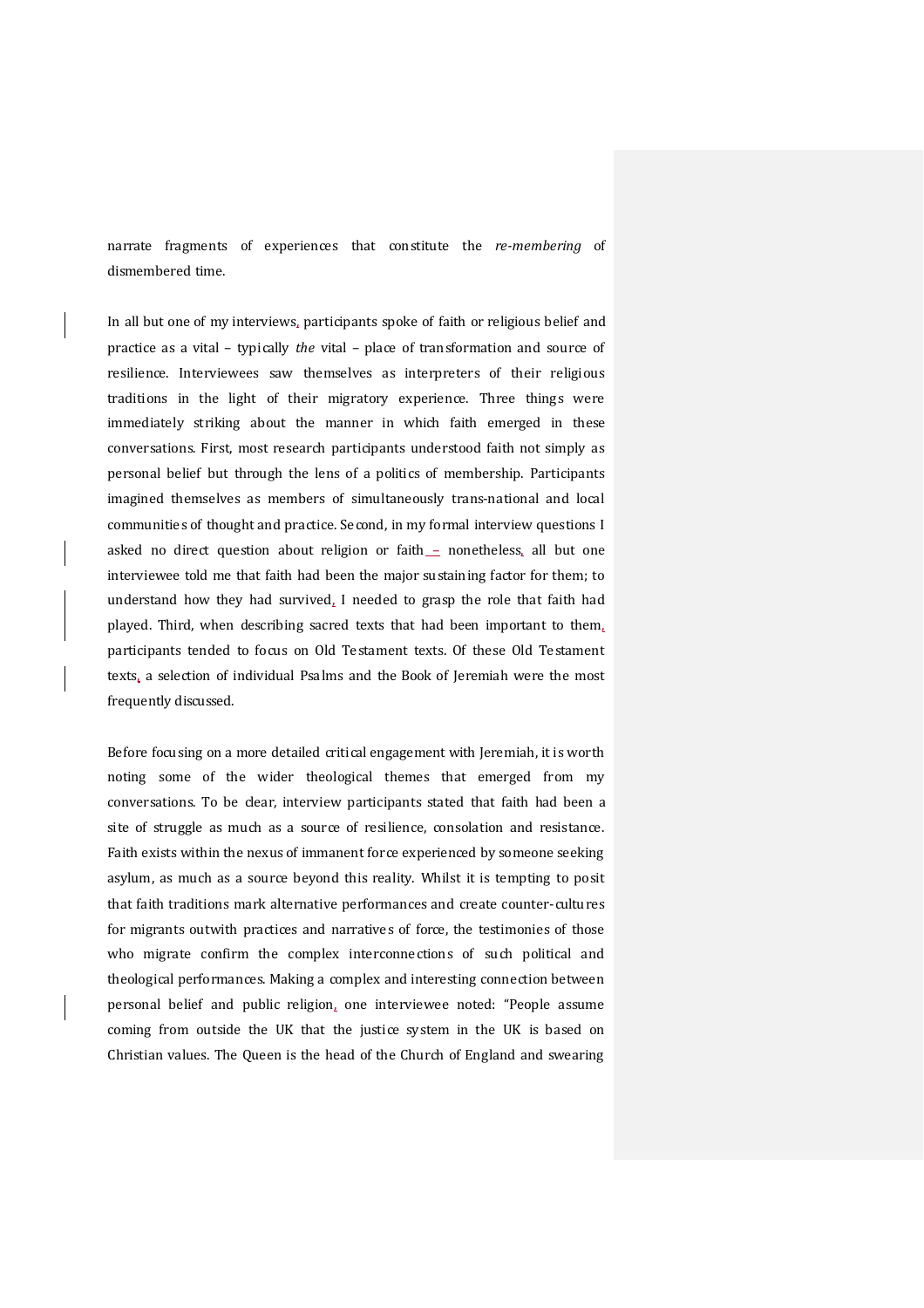narrate fragments of experiences that constitute the *re-membering* of dismembered time.

In all but one of my interviews, participants spoke of faith or religious belief and practice as a vital – typically *the* vital – place of transformation and source of resilience. Interviewees saw themselves as interpreters of their religious traditions in the light of their migratory experience. Three things were immediately striking about the manner in which faith emerged in these conversations. First, most research participants understood faith not simply as personal belief but through the lens of a politics of membership. Participants imagined themselves as members of simultaneously trans-national and local communities of thought and practice. Second, in my formal interview questions I asked no direct question about religion or faith – nonetheless, all but one interviewee told me that faith had been the major sustaining factor for them; to understand how they had survived, I needed to grasp the role that faith had played. Third, when describing sacred texts that had been important to them, participants tended to focus on Old Testament texts. Of these Old Testament texts, a selection of individual Psalms and the Book of Jeremiah were the most frequently discussed.

Before focusing on a more detailed critical engagement with Jeremiah, it is worth noting some of the wider theological themes that emerged from my conversations. To be clear, interview participants stated that faith had been a site of struggle as much as a source of resilience, consolation and resistance. Faith exists within the nexus of immanent force experienced by someone seeking asylum, as much as a source beyond this reality. Whilst it is tempting to posit that faith traditions mark alternative performances and create counter-cultures for migrants outwith practices and narratives of force, the testimonies of those who migrate confirm the complex interconnections of such political and theological performances. Making a complex and interesting connection between personal belief and public religion, one interviewee noted: "People assume coming from outside the UK that the justice system in the UK is based on Christian values. The Queen is the head of the Church of England and swearing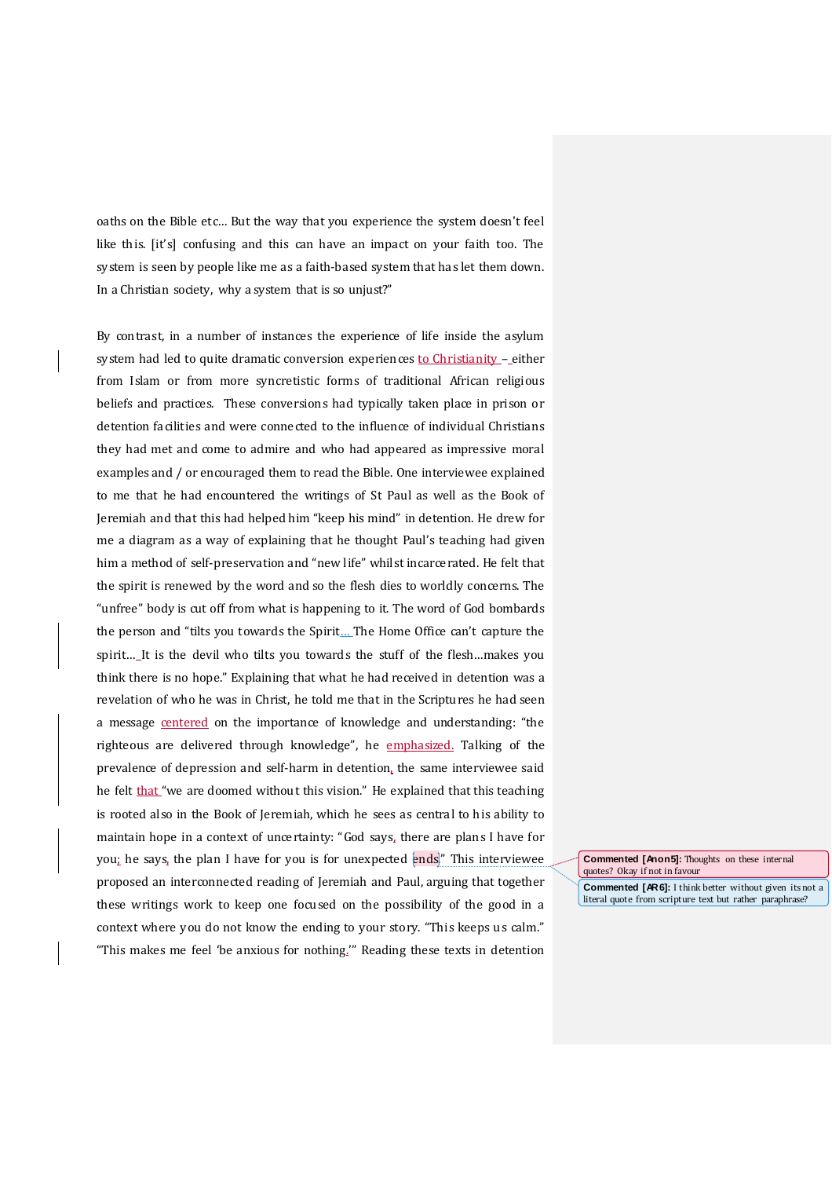oaths on the Bible etc… But the way that you experience the system doesn't feel like this. [it's] confusing and this can have an impact on your faith too. The system is seen by people like me as a faith-based system that has let them down. In a Christian society, why a system that is so unjust?"

By contrast, in a number of instances the experience of life inside the asylum system had led to quite dramatic conversion experiences to Christianity – either from Islam or from more syncretistic forms of traditional African religious beliefs and practices. These conversions had typically taken place in prison or detention facilities and were connected to the influence of individual Christians they had met and come to admire and who had appeared as impressive moral examples and / or encouraged them to read the Bible. One interviewee explained to me that he had encountered the writings of St Paul as well as the Book of Jeremiah and that this had helped him "keep his mind" in detention. He drew for me a diagram as a way of explaining that he thought Paul's teaching had given him a method of self-preservation and "new life" whilst incarcerated. He felt that the spirit is renewed by the word and so the flesh dies to worldly concerns. The "unfree" body is cut off from what is happening to it. The word of God bombards the person and "tilts you towards the Spirit… The Home Office can't capture the spirit… It is the devil who tilts you towards the stuff of the flesh…makes you think there is no hope." Explaining that what he had received in detention was a revelation of who he was in Christ, he told me that in the Scriptures he had seen a message centered on the importance of knowledge and understanding: "the righteous are delivered through knowledge", he emphasized. Talking of the prevalence of depression and self-harm in detention, the same interviewee said he felt that "we are doomed without this vision." He explained that this teaching is rooted also in the Book of Jeremiah, which he sees as central to his ability to maintain hope in a context of uncertainty: "God says, there are plans I have for you; he says, the plan I have for you is for unexpected ends." This interviewee proposed an interconnected reading of Jeremiah and Paul, arguing that together these writings work to keep one focused on the possibility of the good in a context where you do not know the ending to your story. "This keeps us calm." "This makes me feel 'be anxious for nothing.'" Reading these texts in detention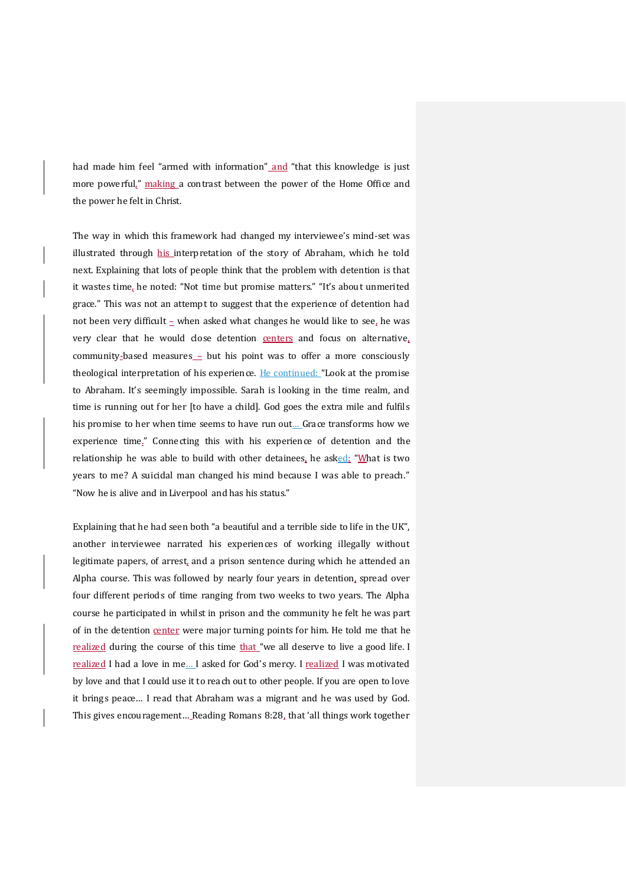had made him feel “armed with information” and “that this knowledge is just more powerful,” making a contrast between the power of the Home Office and the power he felt in Christ.

The way in which this framework had changed my interviewee’s mind-set was illustrated through his interpretation of the story of Abraham, which he told next. Explaining that lots of people think that the problem with detention is that it wastes time, he noted: “Not time but promise matters.” “It’s about unmerited grace.” This was not an attempt to suggest that the experience of detention had not been very difficult – when asked what changes he would like to see, he was very clear that he would close detention centers and focus on alternative, community-based measures – but his point was to offer a more consciously theological interpretation of his experience. He continued: “Look at the promise to Abraham. It’s seemingly impossible. Sarah is looking in the time realm, and time is running out for her [to have a child]. God goes the extra mile and fulfils his promise to her when time seems to have run out… Grace transforms how we experience time.” Connecting this with his experience of detention and the relationship he was able to build with other detainees, he asked: “What is two years to me? A suicidal man changed his mind because I was able to preach.” “Now he is alive and in Liverpool and has his status.”

Explaining that he had seen both “a beautiful and a terrible side to life in the UK”, another interviewee narrated his experiences of working illegally without legitimate papers, of arrest, and a prison sentence during which he attended an Alpha course. This was followed by nearly four years in detention, spread over four different periods of time ranging from two weeks to two years. The Alpha course he participated in whilst in prison and the community he felt he was part of in the detention center were major turning points for him. He told me that he realized during the course of this time that “we all deserve to live a good life. I realized I had a love in me… I asked for God’s mercy. I realized I was motivated by love and that I could use it to reach out to other people. If you are open to love it brings peace… I read that Abraham was a migrant and he was used by God. This gives encouragement… Reading Romans 8:28, that ‘all things work together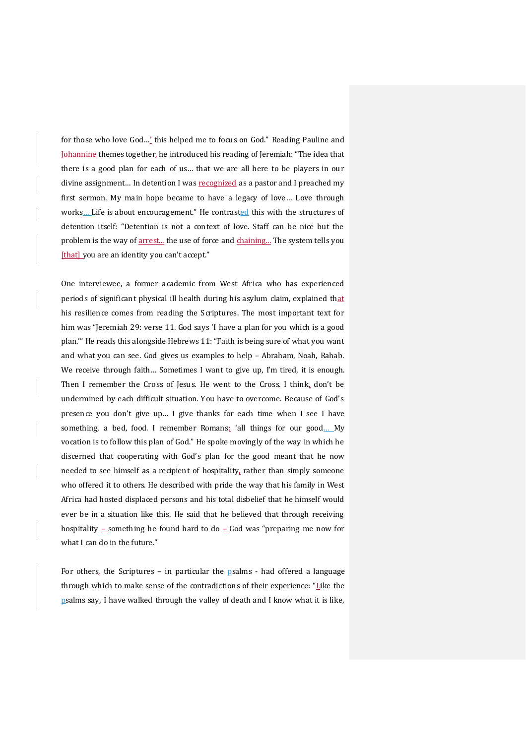for those who love God…' this helped me to focus on God." Reading Pauline and Johannine themes together, he introduced his reading of Jeremiah: "The idea that there is a good plan for each of us… that we are all here to be players in our divine assignment… In detention I was recognized as a pastor and I preached my first sermon. My main hope became to have a legacy of love… Love through works… Life is about encouragement." He contrasted this with the structures of detention itself: "Detention is not a context of love. Staff can be nice but the problem is the way of arrest... the use of force and chaining… The system tells you [that] you are an identity you can't accept."

One interviewee, a former academic from West Africa who has experienced periods of significant physical ill health during his asylum claim, explained that his resilience comes from reading the Scriptures. The most important text for him was "Jeremiah 29: verse 11. God says 'I have a plan for you which is a good plan.'" He reads this alongside Hebrews 11: "Faith is being sure of what you want and what you can see. God gives us examples to help – Abraham, Noah, Rahab. We receive through faith… Sometimes I want to give up, I'm tired, it is enough. Then I remember the Cross of Jesus. He went to the Cross. I think, don't be undermined by each difficult situation. You have to overcome. Because of God's presence you don't give up… I give thanks for each time when I see I have something, a bed, food. I remember Romans: 'all things for our good… My vocation is to follow this plan of God." He spoke movingly of the way in which he discerned that cooperating with God's plan for the good meant that he now needed to see himself as a recipient of hospitality, rather than simply someone who offered it to others. He described with pride the way that his family in West Africa had hosted displaced persons and his total disbelief that he himself would ever be in a situation like this. He said that he believed that through receiving hospitality – something he found hard to do – God was "preparing me now for what I can do in the future."

For others, the Scriptures – in particular the psalms - had offered a language through which to make sense of the contradictions of their experience: "Like the psalms say, I have walked through the valley of death and I know what it is like,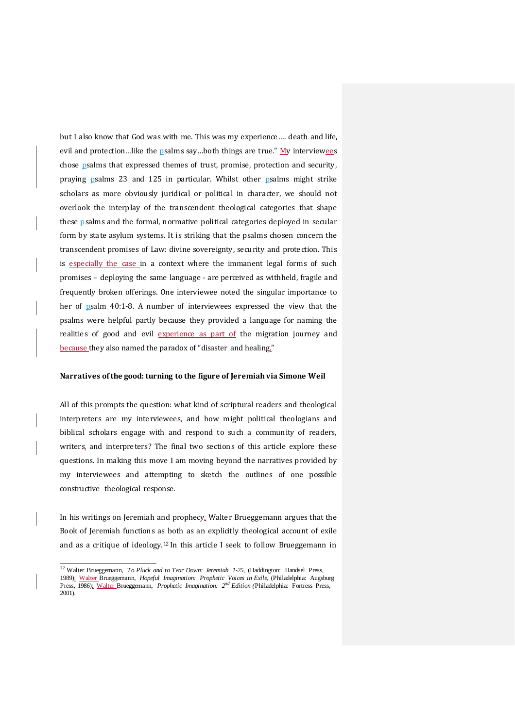but I also know that God was with me. This was my experience…. death and life, evil and protection…like the psalms say…both things are true." My interviewees chose psalms that expressed themes of trust, promise, protection and security, praying psalms 23 and 125 in particular. Whilst other psalms might strike scholars as more obviously juridical or political in character, we should not overlook the interplay of the transcendent theological categories that shape these psalms and the formal, normative political categories deployed in secular form by state asylum systems. It is striking that the psalms chosen concern the transcendent promises of Law: divine sovereignty, security and protection. This is especially the case in a context where the immanent legal forms of such promises – deploying the same language - are perceived as withheld, fragile and frequently broken offerings. One interviewee noted the singular importance to her of psalm 40:1-8. A number of interviewees expressed the view that the psalms were helpful partly because they provided a language for naming the realities of good and evil experience as part of the migration journey and because they also named the paradox of "disaster and healing."

**Narratives of the good: turning to the figure of Jeremiah via Simone Weil**

All of this prompts the question: what kind of scriptural readers and theological interpreters are my interviewees, and how might political theologians and biblical scholars engage with and respond to such a community of readers, writers, and interpreters? The final two sections of this article explore these questions. In making this move I am moving beyond the narratives provided by my interviewees and attempting to sketch the outlines of one possible constructive theological response.

In his writings on Jeremiah and prophecy, Walter Brueggemann argues that the Book of Jeremiah functions as both as an explicitly theological account of exile and as a critique of ideology.[12] In this article I seek to follow Brueggemann in

[12] Walter Brueggemann, *To Pluck and to Tear Down: Jeremiah 1-25*, (Haddington: Handsel Press, 1989); Walter Brueggemann, *Hopeful Imagination: Prophetic Voices in Exile*, (Philadelphia: Augsburg Press, 1986); Walter Brueggemann, *Prophetic Imagination: 2nd Edition* (Philadelphia: Fortress Press, 2001).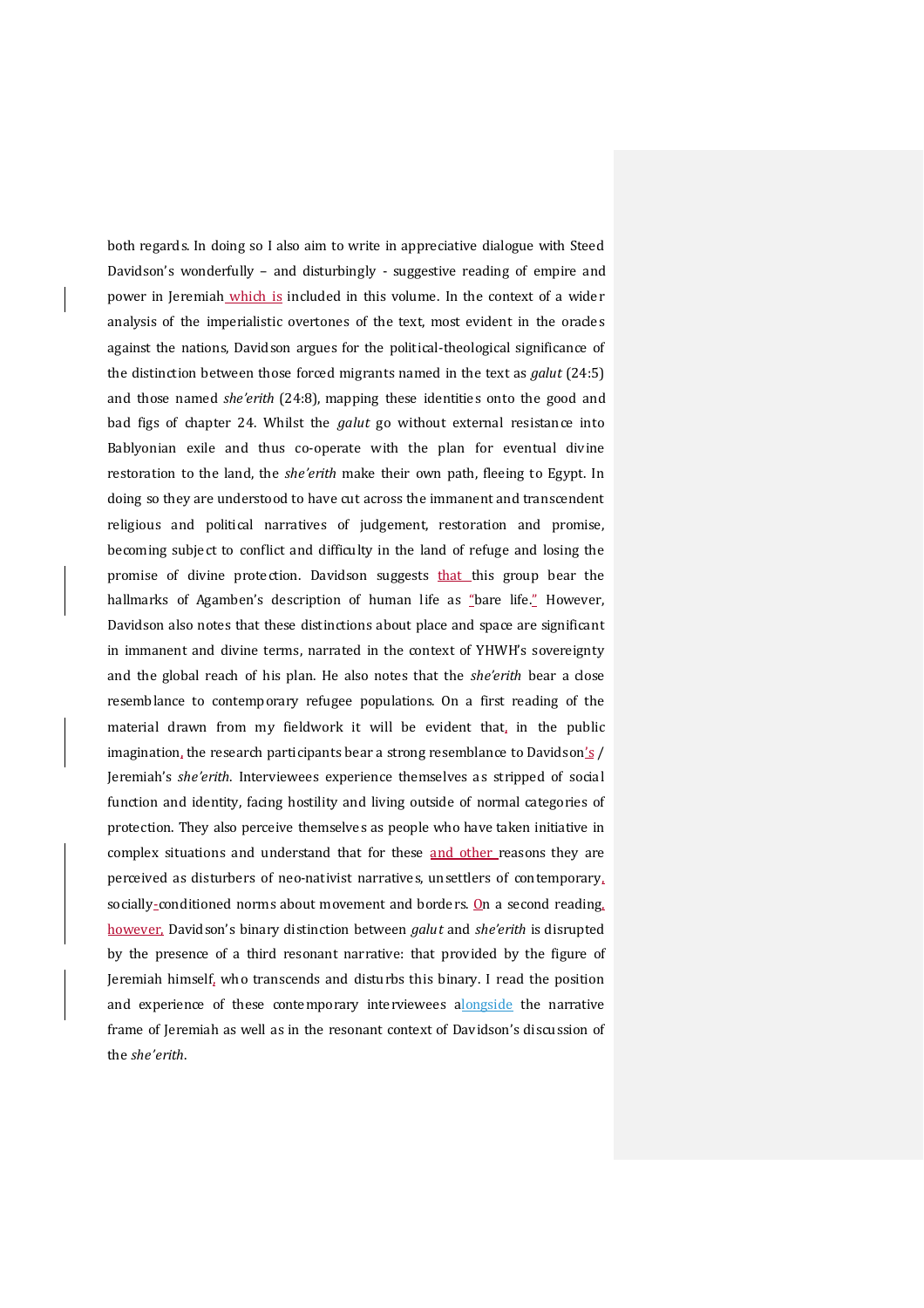both regards. In doing so I also aim to write in appreciative dialogue with Steed Davidson's wonderfully – and disturbingly - suggestive reading of empire and power in Jeremiah which is included in this volume. In the context of a wider analysis of the imperialistic overtones of the text, most evident in the oracles against the nations, Davidson argues for the political-theological significance of the distinction between those forced migrants named in the text as *galut* (24:5) and those named *she'erith* (24:8), mapping these identities onto the good and bad figs of chapter 24. Whilst the *galut* go without external resistance into Bablyonian exile and thus co-operate with the plan for eventual divine restoration to the land, the *she'erith* make their own path, fleeing to Egypt. In doing so they are understood to have cut across the immanent and transcendent religious and political narratives of judgement, restoration and promise, becoming subject to conflict and difficulty in the land of refuge and losing the promise of divine protection. Davidson suggests that this group bear the hallmarks of Agamben's description of human life as "bare life." However, Davidson also notes that these distinctions about place and space are significant in immanent and divine terms, narrated in the context of YHWH's sovereignty and the global reach of his plan. He also notes that the *she'erith* bear a close resemblance to contemporary refugee populations. On a first reading of the material drawn from my fieldwork it will be evident that, in the public imagination, the research participants bear a strong resemblance to Davidson's / Jeremiah's *she'erith*. Interviewees experience themselves as stripped of social function and identity, facing hostility and living outside of normal categories of protection. They also perceive themselves as people who have taken initiative in complex situations and understand that for these and other reasons they are perceived as disturbers of neo-nativist narratives, unsettlers of contemporary, socially-conditioned norms about movement and borders. On a second reading, however, Davidson's binary distinction between *galut* and *she'erith* is disrupted by the presence of a third resonant narrative: that provided by the figure of Jeremiah himself, who transcends and disturbs this binary. I read the position and experience of these contemporary interviewees alongside the narrative frame of Jeremiah as well as in the resonant context of Davidson's discussion of the *she'erith*.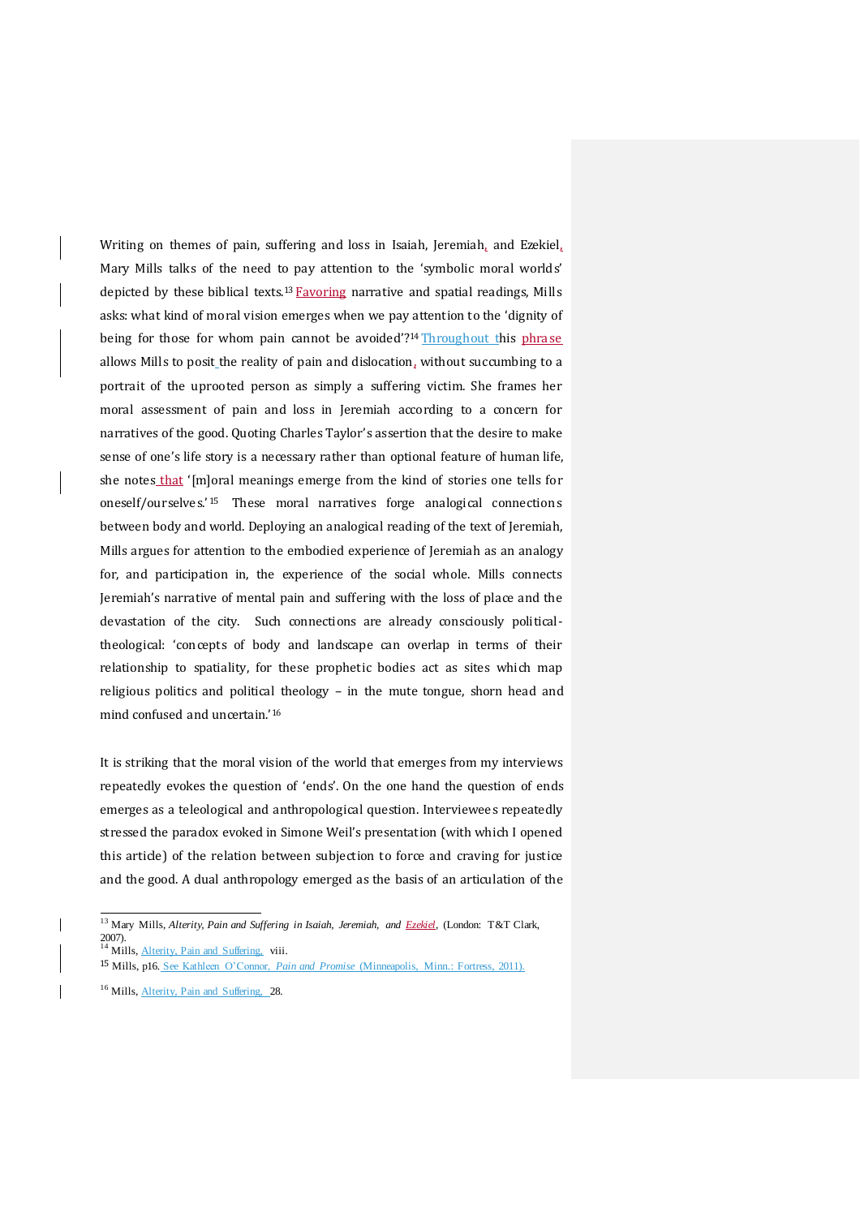Writing on themes of pain, suffering and loss in Isaiah, Jeremiah, and Ezekiel, Mary Mills talks of the need to pay attention to the 'symbolic moral worlds' depicted by these biblical texts.[13] Favoring narrative and spatial readings, Mills asks: what kind of moral vision emerges when we pay attention to the 'dignity of being for those for whom pain cannot be avoided'?[14] Throughout this phrase allows Mills to posit the reality of pain and dislocation, without succumbing to a portrait of the uprooted person as simply a suffering victim. She frames her moral assessment of pain and loss in Jeremiah according to a concern for narratives of the good. Quoting Charles Taylor's assertion that the desire to make sense of one's life story is a necessary rather than optional feature of human life, she notes that '[m]oral meanings emerge from the kind of stories one tells for oneself/ourselves.'[15] These moral narratives forge analogical connections between body and world. Deploying an analogical reading of the text of Jeremiah, Mills argues for attention to the embodied experience of Jeremiah as an analogy for, and participation in, the experience of the social whole. Mills connects Jeremiah's narrative of mental pain and suffering with the loss of place and the devastation of the city. Such connections are already consciously political-theological: 'concepts of body and landscape can overlap in terms of their relationship to spatiality, for these prophetic bodies act as sites which map religious politics and political theology – in the mute tongue, shorn head and mind confused and uncertain.'[16]

It is striking that the moral vision of the world that emerges from my interviews repeatedly evokes the question of 'ends'. On the one hand the question of ends emerges as a teleological and anthropological question. Interviewees repeatedly stressed the paradox evoked in Simone Weil's presentation (with which I opened this article) of the relation between subjection to force and craving for justice and the good. A dual anthropology emerged as the basis of an articulation of the

---

[13] Mary Mills, *Alterity, Pain and Suffering in Isaiah, Jeremiah, and Ezekiel*, (London: T&T Clark, 2007).

[14] Mills, Alterity, Pain and Suffering, viii.

[15] Mills, p16. See Kathleen O'Connor, *Pain and Promise* (Minneapolis, Minn.: Fortress, 2011).

[16] Mills, Alterity, Pain and Suffering, 28.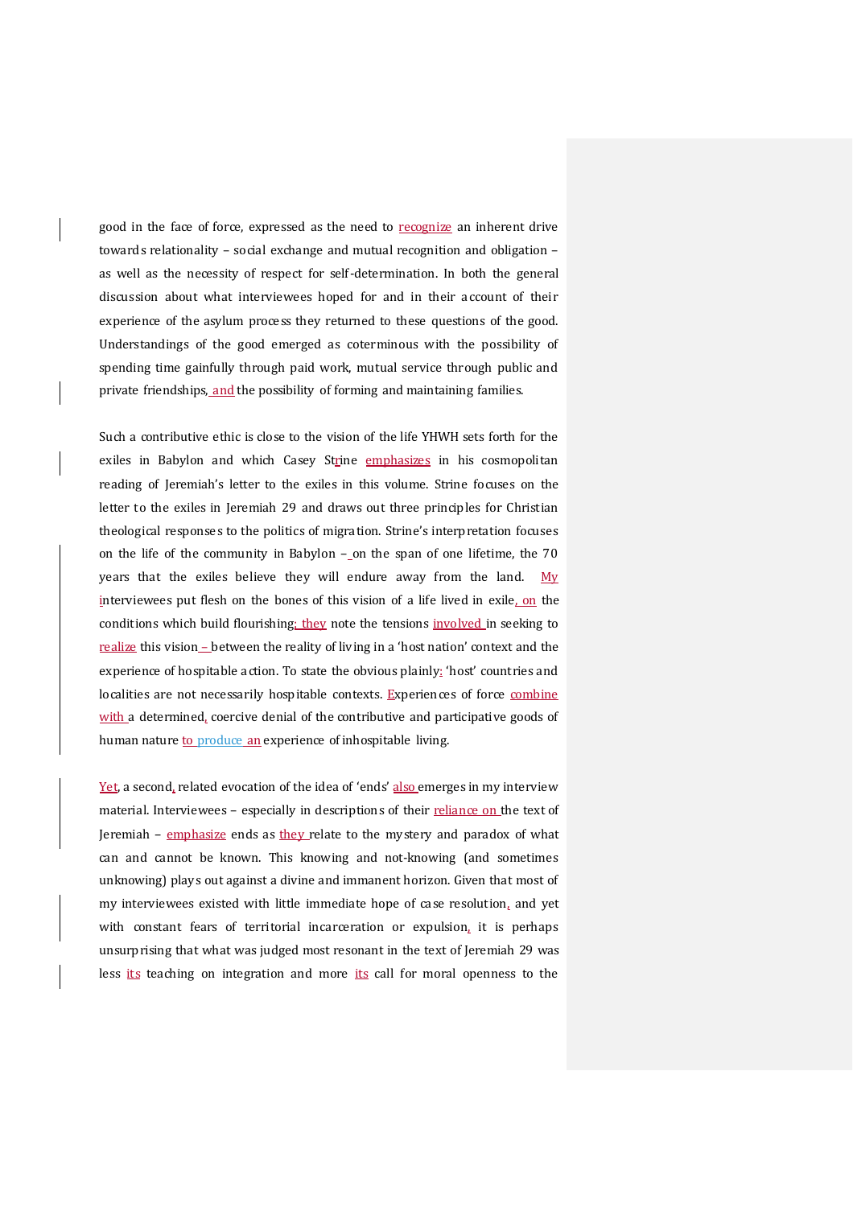good in the face of force, expressed as the need to recognize an inherent drive towards relationality – social exchange and mutual recognition and obligation – as well as the necessity of respect for self-determination. In both the general discussion about what interviewees hoped for and in their account of their experience of the asylum process they returned to these questions of the good. Understandings of the good emerged as coterminous with the possibility of spending time gainfully through paid work, mutual service through public and private friendships, and the possibility of forming and maintaining families.

Such a contributive ethic is close to the vision of the life YHWH sets forth for the exiles in Babylon and which Casey Strine emphasizes in his cosmopolitan reading of Jeremiah's letter to the exiles in this volume. Strine focuses on the letter to the exiles in Jeremiah 29 and draws out three principles for Christian theological responses to the politics of migration. Strine's interpretation focuses on the life of the community in Babylon – on the span of one lifetime, the 70 years that the exiles believe they will endure away from the land. My interviewees put flesh on the bones of this vision of a life lived in exile, on the conditions which build flourishing; they note the tensions involved in seeking to realize this vision – between the reality of living in a 'host nation' context and the experience of hospitable action. To state the obvious plainly: 'host' countries and localities are not necessarily hospitable contexts. Experiences of force combine with a determined, coercive denial of the contributive and participative goods of human nature to produce an experience of inhospitable living.

Yet, a second, related evocation of the idea of 'ends' also emerges in my interview material. Interviewees – especially in descriptions of their reliance on the text of Jeremiah – emphasize ends as they relate to the mystery and paradox of what can and cannot be known. This knowing and not-knowing (and sometimes unknowing) plays out against a divine and immanent horizon. Given that most of my interviewees existed with little immediate hope of case resolution, and yet with constant fears of territorial incarceration or expulsion, it is perhaps unsurprising that what was judged most resonant in the text of Jeremiah 29 was less its teaching on integration and more its call for moral openness to the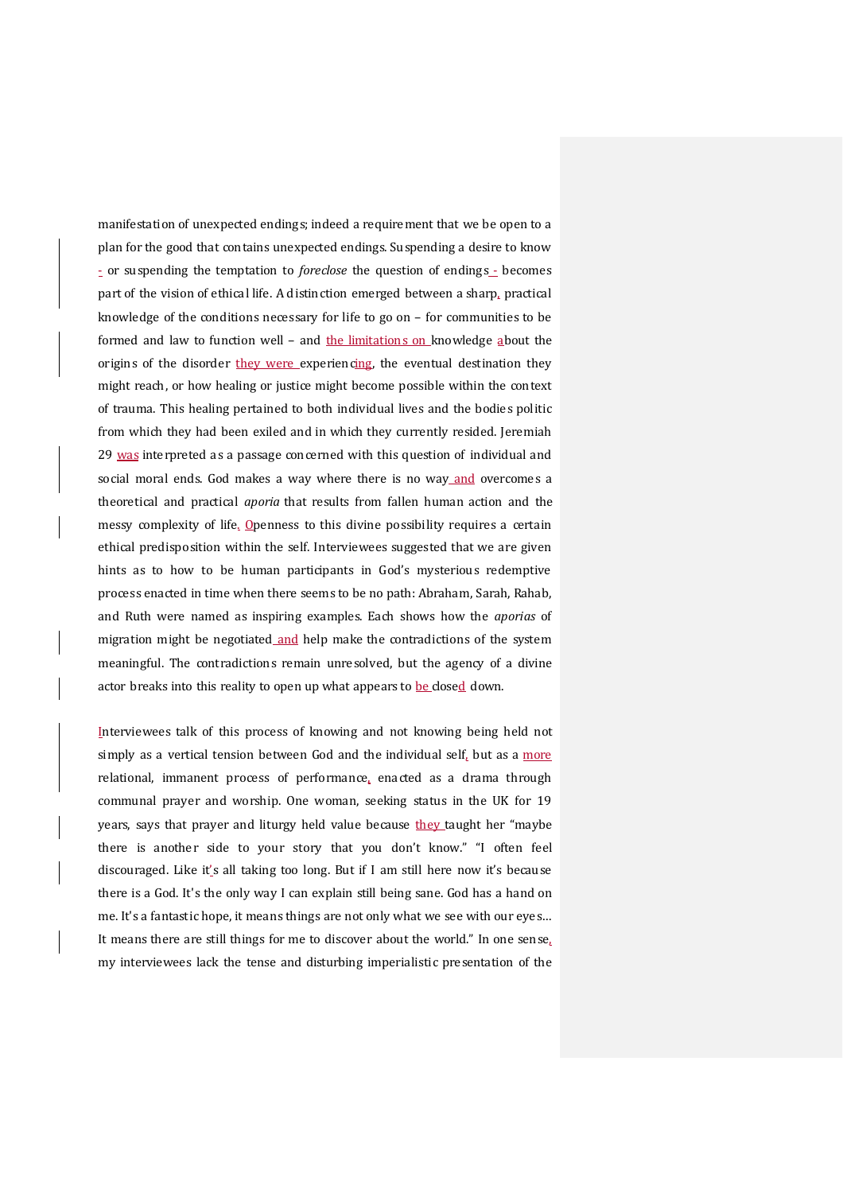manifestation of unexpected endings; indeed a requirement that we be open to a plan for the good that contains unexpected endings. Suspending a desire to know - or suspending the temptation to *foreclose* the question of endings - becomes part of the vision of ethical life. A distinction emerged between a sharp, practical knowledge of the conditions necessary for life to go on – for communities to be formed and law to function well – and the limitations on knowledge about the origins of the disorder they were experiencing, the eventual destination they might reach, or how healing or justice might become possible within the context of trauma. This healing pertained to both individual lives and the bodies politic from which they had been exiled and in which they currently resided. Jeremiah 29 was interpreted as a passage concerned with this question of individual and social moral ends. God makes a way where there is no way and overcomes a theoretical and practical *aporia* that results from fallen human action and the messy complexity of life. Openness to this divine possibility requires a certain ethical predisposition within the self. Interviewees suggested that we are given hints as to how to be human participants in God's mysterious redemptive process enacted in time when there seems to be no path: Abraham, Sarah, Rahab, and Ruth were named as inspiring examples. Each shows how the *aporias* of migration might be negotiated and help make the contradictions of the system meaningful. The contradictions remain unresolved, but the agency of a divine actor breaks into this reality to open up what appears to be closed down.

Interviewees talk of this process of knowing and not knowing being held not simply as a vertical tension between God and the individual self, but as a more relational, immanent process of performance, enacted as a drama through communal prayer and worship. One woman, seeking status in the UK for 19 years, says that prayer and liturgy held value because they taught her "maybe there is another side to your story that you don't know." "I often feel discouraged. Like it's all taking too long. But if I am still here now it's because there is a God. It's the only way I can explain still being sane. God has a hand on me. It's a fantastic hope, it means things are not only what we see with our eyes… It means there are still things for me to discover about the world." In one sense, my interviewees lack the tense and disturbing imperialistic presentation of the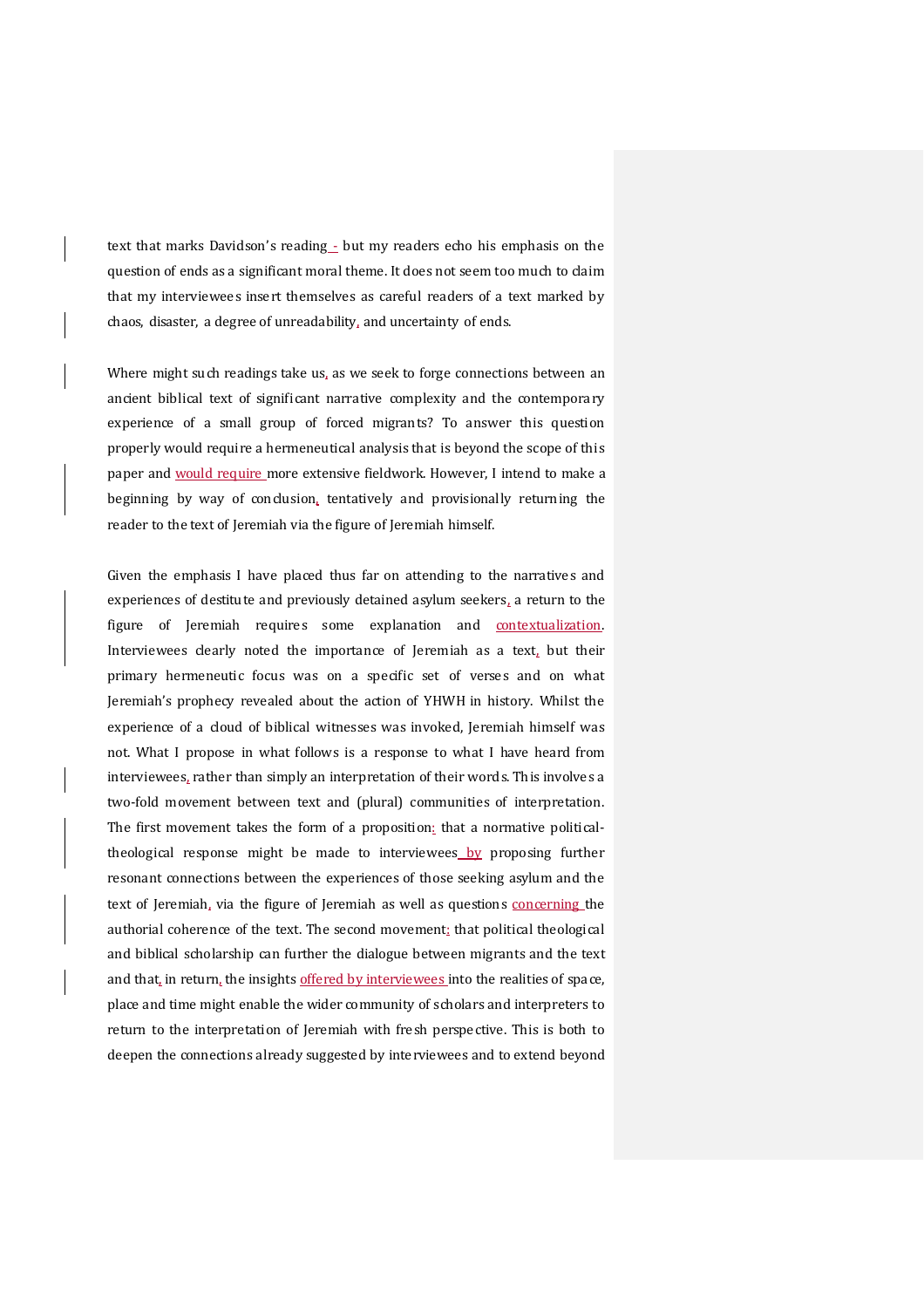text that marks Davidson's reading - but my readers echo his emphasis on the question of ends as a significant moral theme. It does not seem too much to claim that my interviewees insert themselves as careful readers of a text marked by chaos, disaster, a degree of unreadability, and uncertainty of ends.

Where might such readings take us, as we seek to forge connections between an ancient biblical text of significant narrative complexity and the contemporary experience of a small group of forced migrants? To answer this question properly would require a hermeneutical analysis that is beyond the scope of this paper and would require more extensive fieldwork. However, I intend to make a beginning by way of conclusion, tentatively and provisionally returning the reader to the text of Jeremiah via the figure of Jeremiah himself.

Given the emphasis I have placed thus far on attending to the narratives and experiences of destitute and previously detained asylum seekers, a return to the figure of Jeremiah requires some explanation and contextualization. Interviewees clearly noted the importance of Jeremiah as a text, but their primary hermeneutic focus was on a specific set of verses and on what Jeremiah's prophecy revealed about the action of YHWH in history. Whilst the experience of a cloud of biblical witnesses was invoked, Jeremiah himself was not. What I propose in what follows is a response to what I have heard from interviewees, rather than simply an interpretation of their words. This involves a two-fold movement between text and (plural) communities of interpretation. The first movement takes the form of a proposition: that a normative political-theological response might be made to interviewees by proposing further resonant connections between the experiences of those seeking asylum and the text of Jeremiah, via the figure of Jeremiah as well as questions concerning the authorial coherence of the text. The second movement: that political theological and biblical scholarship can further the dialogue between migrants and the text and that, in return, the insights offered by interviewees into the realities of space, place and time might enable the wider community of scholars and interpreters to return to the interpretation of Jeremiah with fresh perspective. This is both to deepen the connections already suggested by interviewees and to extend beyond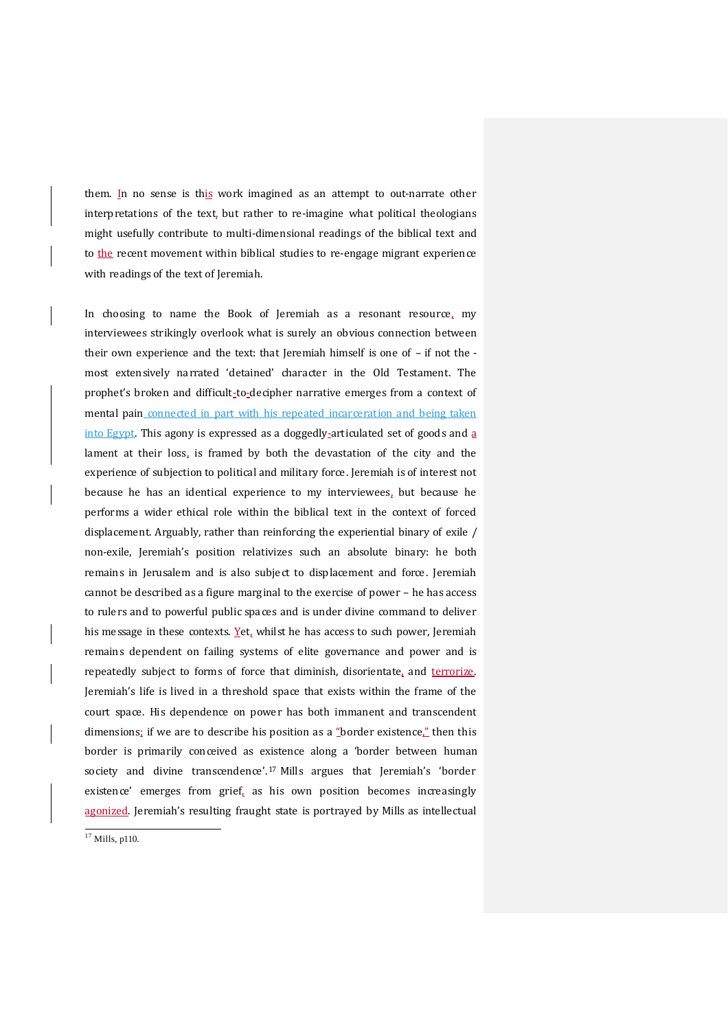them. In no sense is this work imagined as an attempt to out-narrate other interpretations of the text, but rather to re-imagine what political theologians might usefully contribute to multi-dimensional readings of the biblical text and to the recent movement within biblical studies to re-engage migrant experience with readings of the text of Jeremiah.

In choosing to name the Book of Jeremiah as a resonant resource, my interviewees strikingly overlook what is surely an obvious connection between their own experience and the text: that Jeremiah himself is one of – if not the - most extensively narrated 'detained' character in the Old Testament. The prophet's broken and difficult-to-decipher narrative emerges from a context of mental pain connected in part with his repeated incarceration and being taken into Egypt. This agony is expressed as a doggedly-articulated set of goods and a lament at their loss, is framed by both the devastation of the city and the experience of subjection to political and military force. Jeremiah is of interest not because he has an identical experience to my interviewees, but because he performs a wider ethical role within the biblical text in the context of forced displacement. Arguably, rather than reinforcing the experiential binary of exile / non-exile, Jeremiah's position relativizes such an absolute binary: he both remains in Jerusalem and is also subject to displacement and force. Jeremiah cannot be described as a figure marginal to the exercise of power – he has access to rulers and to powerful public spaces and is under divine command to deliver his message in these contexts. Yet, whilst he has access to such power, Jeremiah remains dependent on failing systems of elite governance and power and is repeatedly subject to forms of force that diminish, disorientate, and terrorize. Jeremiah's life is lived in a threshold space that exists within the frame of the court space. His dependence on power has both immanent and transcendent dimensions; if we are to describe his position as a "border existence," then this border is primarily conceived as existence along a 'border between human society and divine transcendence'.[17] Mills argues that Jeremiah's 'border existence' emerges from grief, as his own position becomes increasingly agonized. Jeremiah's resulting fraught state is portrayed by Mills as intellectual

[17] Mills, p110.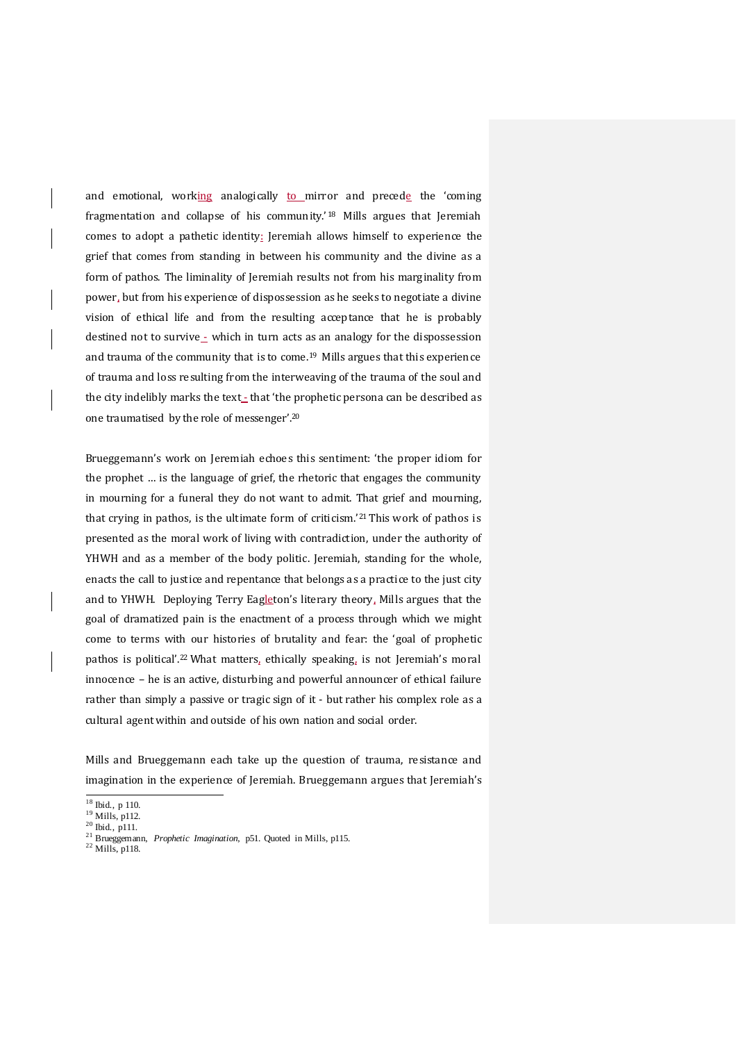and emotional, working analogically to mirror and precede the 'coming fragmentation and collapse of his community.'[18] Mills argues that Jeremiah comes to adopt a pathetic identity: Jeremiah allows himself to experience the grief that comes from standing in between his community and the divine as a form of pathos. The liminality of Jeremiah results not from his marginality from power, but from his experience of dispossession as he seeks to negotiate a divine vision of ethical life and from the resulting acceptance that he is probably destined not to survive - which in turn acts as an analogy for the dispossession and trauma of the community that is to come.[19] Mills argues that this experience of trauma and loss resulting from the interweaving of the trauma of the soul and the city indelibly marks the text - that 'the prophetic persona can be described as one traumatised by the role of messenger'.[20]

Brueggemann's work on Jeremiah echoes this sentiment: 'the proper idiom for the prophet … is the language of grief, the rhetoric that engages the community in mourning for a funeral they do not want to admit. That grief and mourning, that crying in pathos, is the ultimate form of criticism.'[21] This work of pathos is presented as the moral work of living with contradiction, under the authority of YHWH and as a member of the body politic. Jeremiah, standing for the whole, enacts the call to justice and repentance that belongs as a practice to the just city and to YHWH. Deploying Terry Eagleton's literary theory, Mills argues that the goal of dramatized pain is the enactment of a process through which we might come to terms with our histories of brutality and fear: the 'goal of prophetic pathos is political'.[22] What matters, ethically speaking, is not Jeremiah's moral innocence – he is an active, disturbing and powerful announcer of ethical failure rather than simply a passive or tragic sign of it - but rather his complex role as a cultural agent within and outside of his own nation and social order.

Mills and Brueggemann each take up the question of trauma, resistance and imagination in the experience of Jeremiah. Brueggemann argues that Jeremiah's

---

[18] Ibid., p 110.
[19] Mills, p112.
[20] Ibid., p111.
[21] Brueggemann, *Prophetic Imagination*, p51. Quoted in Mills, p115.
[22] Mills, p118.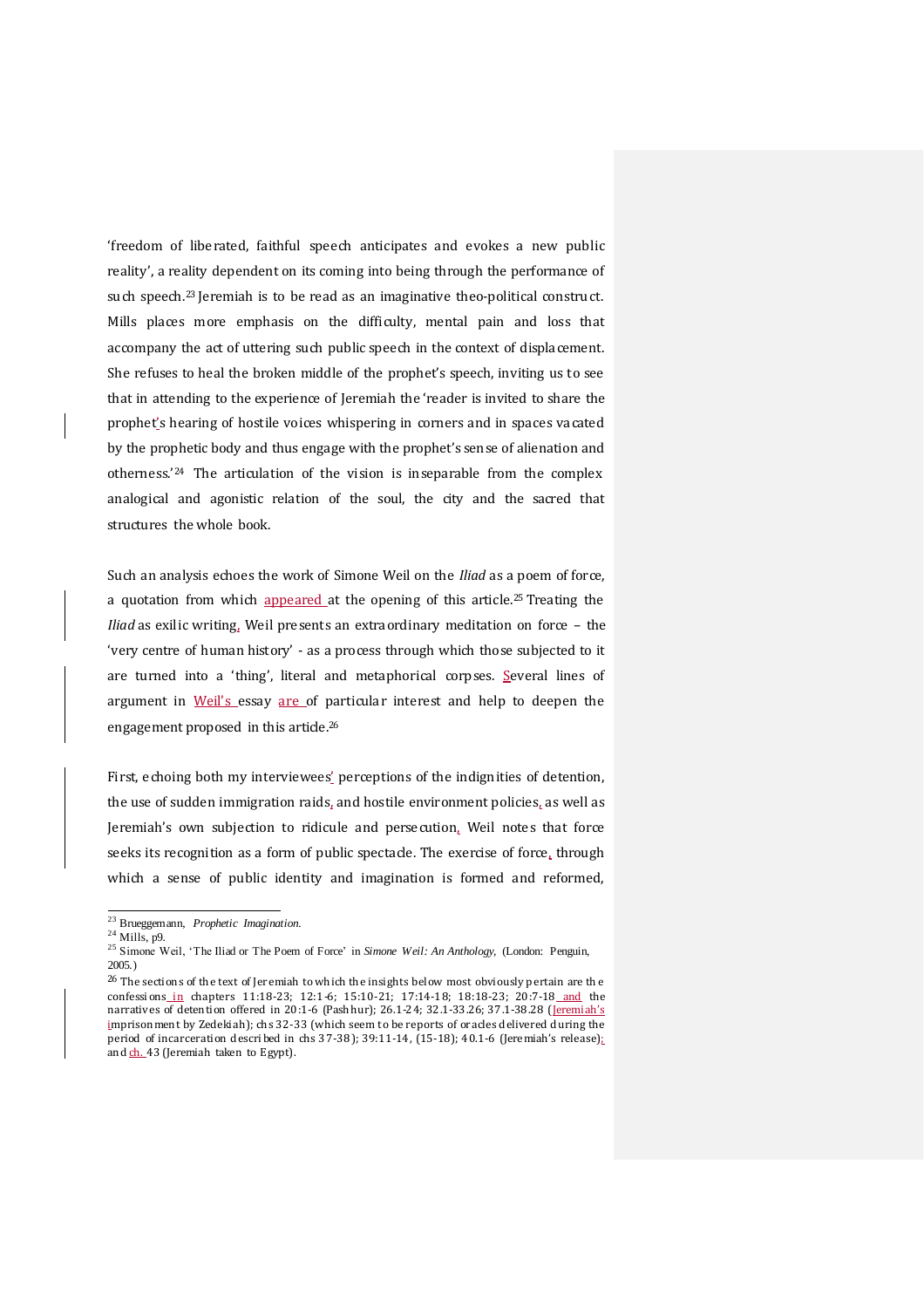'freedom of liberated, faithful speech anticipates and evokes a new public reality', a reality dependent on its coming into being through the performance of such speech.[23] Jeremiah is to be read as an imaginative theo-political construct. Mills places more emphasis on the difficulty, mental pain and loss that accompany the act of uttering such public speech in the context of displacement. She refuses to heal the broken middle of the prophet's speech, inviting us to see that in attending to the experience of Jeremiah the 'reader is invited to share the prophet's hearing of hostile voices whispering in corners and in spaces vacated by the prophetic body and thus engage with the prophet's sense of alienation and otherness.'[24] The articulation of the vision is inseparable from the complex analogical and agonistic relation of the soul, the city and the sacred that structures the whole book.

Such an analysis echoes the work of Simone Weil on the *Iliad* as a poem of force, a quotation from which appeared at the opening of this article.[25] Treating the *Iliad* as exilic writing, Weil presents an extraordinary meditation on force – the 'very centre of human history' - as a process through which those subjected to it are turned into a 'thing', literal and metaphorical corpses. Several lines of argument in Weil's essay are of particular interest and help to deepen the engagement proposed in this article.[26]

First, echoing both my interviewees' perceptions of the indignities of detention, the use of sudden immigration raids, and hostile environment policies, as well as Jeremiah's own subjection to ridicule and persecution, Weil notes that force seeks its recognition as a form of public spectacle. The exercise of force, through which a sense of public identity and imagination is formed and reformed,

---

[23] Brueggemann, *Prophetic Imagination*.

[24] Mills, p9.

[25] Simone Weil, 'The Iliad or The Poem of Force' in *Simone Weil: An Anthology*, (London: Penguin, 2005.)

[26] The sections of the text of Jeremiah to which the insights below most obviously pertain are the confessions in chapters 11:18-23; 12:1-6; 15:10-21; 17:14-18; 18:18-23; 20:7-18 and the narratives of detention offered in 20:1-6 (Pashhur); 26.1-24; 32.1-33.26; 37.1-38.28 (Jeremiah's imprisonment by Zedekiah); chs 32-33 (which seem to be reports of oracles delivered during the period of incarceration described in chs 37-38); 39:11-14, (15-18); 40.1-6 (Jeremiah's release); and ch. 43 (Jeremiah taken to Egypt).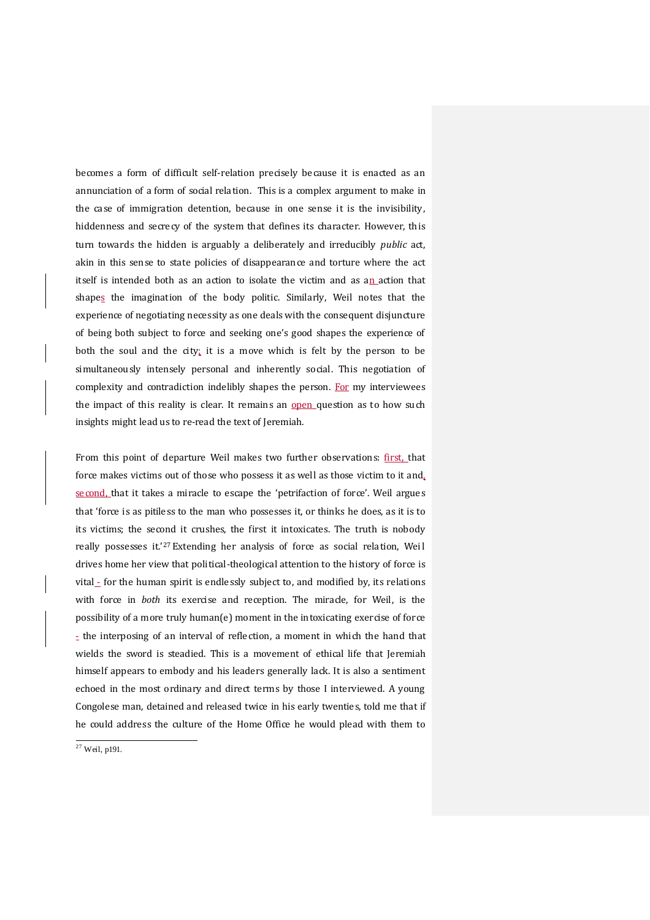becomes a form of difficult self-relation precisely because it is enacted as an annunciation of a form of social relation. This is a complex argument to make in the case of immigration detention, because in one sense it is the invisibility, hiddenness and secrecy of the system that defines its character. However, this turn towards the hidden is arguably a deliberately and irreducibly *public* act, akin in this sense to state policies of disappearance and torture where the act itself is intended both as an action to isolate the victim and as an action that shapes the imagination of the body politic. Similarly, Weil notes that the experience of negotiating necessity as one deals with the consequent disjuncture of being both subject to force and seeking one's good shapes the experience of both the soul and the city; it is a move which is felt by the person to be simultaneously intensely personal and inherently social. This negotiation of complexity and contradiction indelibly shapes the person. For my interviewees the impact of this reality is clear. It remains an open question as to how such insights might lead us to re-read the text of Jeremiah.

From this point of departure Weil makes two further observations: first, that force makes victims out of those who possess it as well as those victim to it and, second, that it takes a miracle to escape the 'petrifaction of force'. Weil argues that 'force is as pitiless to the man who possesses it, or thinks he does, as it is to its victims; the second it crushes, the first it intoxicates. The truth is nobody really possesses it.'[27] Extending her analysis of force as social relation, Weil drives home her view that political-theological attention to the history of force is vital - for the human spirit is endlessly subject to, and modified by, its relations with force in *both* its exercise and reception. The miracle, for Weil, is the possibility of a more truly human(e) moment in the intoxicating exercise of force - the interposing of an interval of reflection, a moment in which the hand that wields the sword is steadied. This is a movement of ethical life that Jeremiah himself appears to embody and his leaders generally lack. It is also a sentiment echoed in the most ordinary and direct terms by those I interviewed. A young Congolese man, detained and released twice in his early twenties, told me that if he could address the culture of the Home Office he would plead with them to

[27] Weil, p191.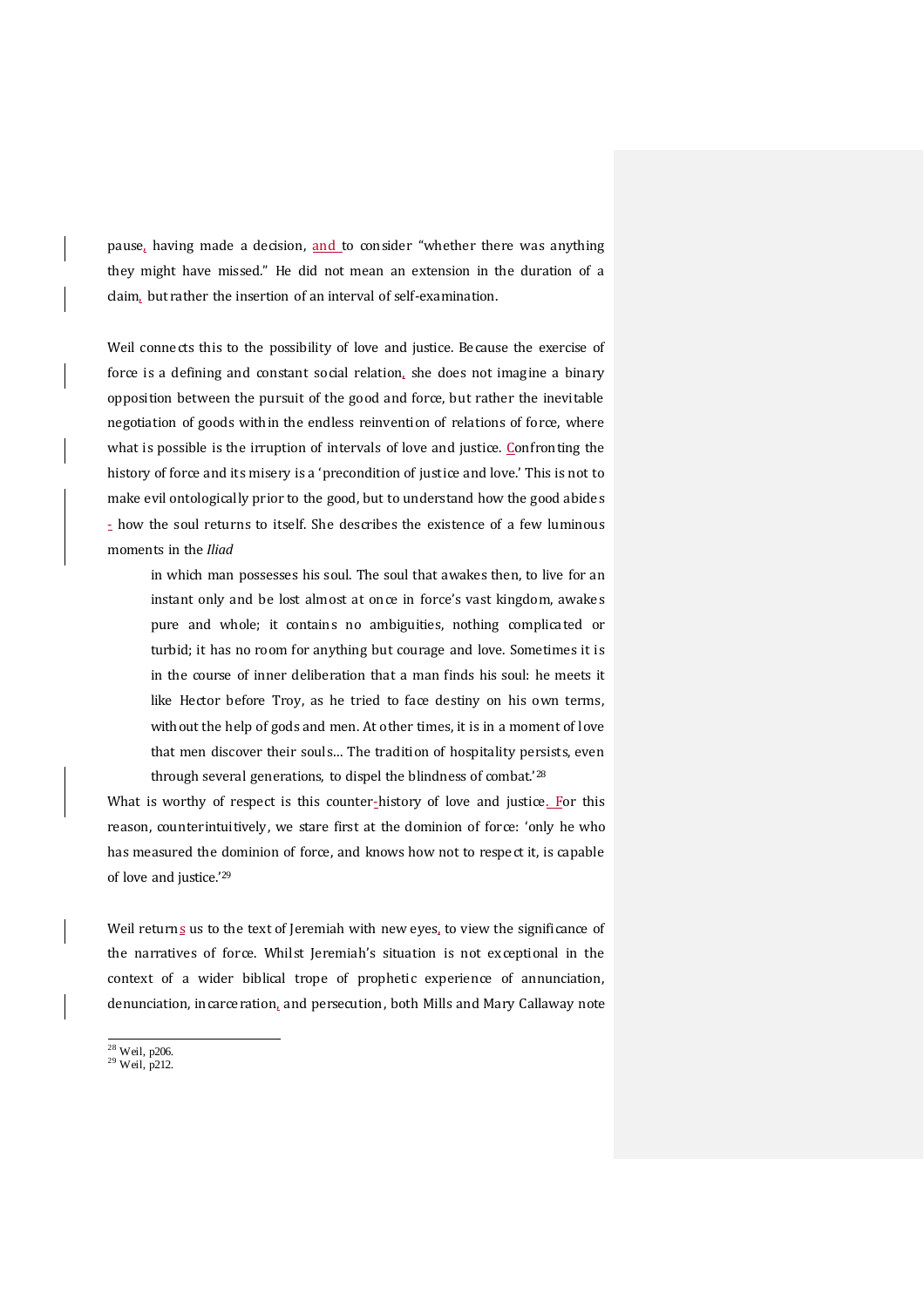pause, having made a decision, and to consider "whether there was anything they might have missed." He did not mean an extension in the duration of a claim, but rather the insertion of an interval of self-examination.

Weil connects this to the possibility of love and justice. Because the exercise of force is a defining and constant social relation, she does not imagine a binary opposition between the pursuit of the good and force, but rather the inevitable negotiation of goods within the endless reinvention of relations of force, where what is possible is the irruption of intervals of love and justice. Confronting the history of force and its misery is a 'precondition of justice and love.' This is not to make evil ontologically prior to the good, but to understand how the good abides - how the soul returns to itself. She describes the existence of a few luminous moments in the *Iliad*

> in which man possesses his soul. The soul that awakes then, to live for an instant only and be lost almost at once in force's vast kingdom, awakes pure and whole; it contains no ambiguities, nothing complicated or turbid; it has no room for anything but courage and love. Sometimes it is in the course of inner deliberation that a man finds his soul: he meets it like Hector before Troy, as he tried to face destiny on his own terms, without the help of gods and men. At other times, it is in a moment of love that men discover their souls... The tradition of hospitality persists, even through several generations, to dispel the blindness of combat.'[28]

What is worthy of respect is this counter-history of love and justice. For this reason, counterintuitively, we stare first at the dominion of force: 'only he who has measured the dominion of force, and knows how not to respect it, is capable of love and justice.'[29]

Weil returns us to the text of Jeremiah with new eyes, to view the significance of the narratives of force. Whilst Jeremiah's situation is not exceptional in the context of a wider biblical trope of prophetic experience of annunciation, denunciation, incarceration, and persecution, both Mills and Mary Callaway note

[28] Weil, p206.
[29] Weil, p212.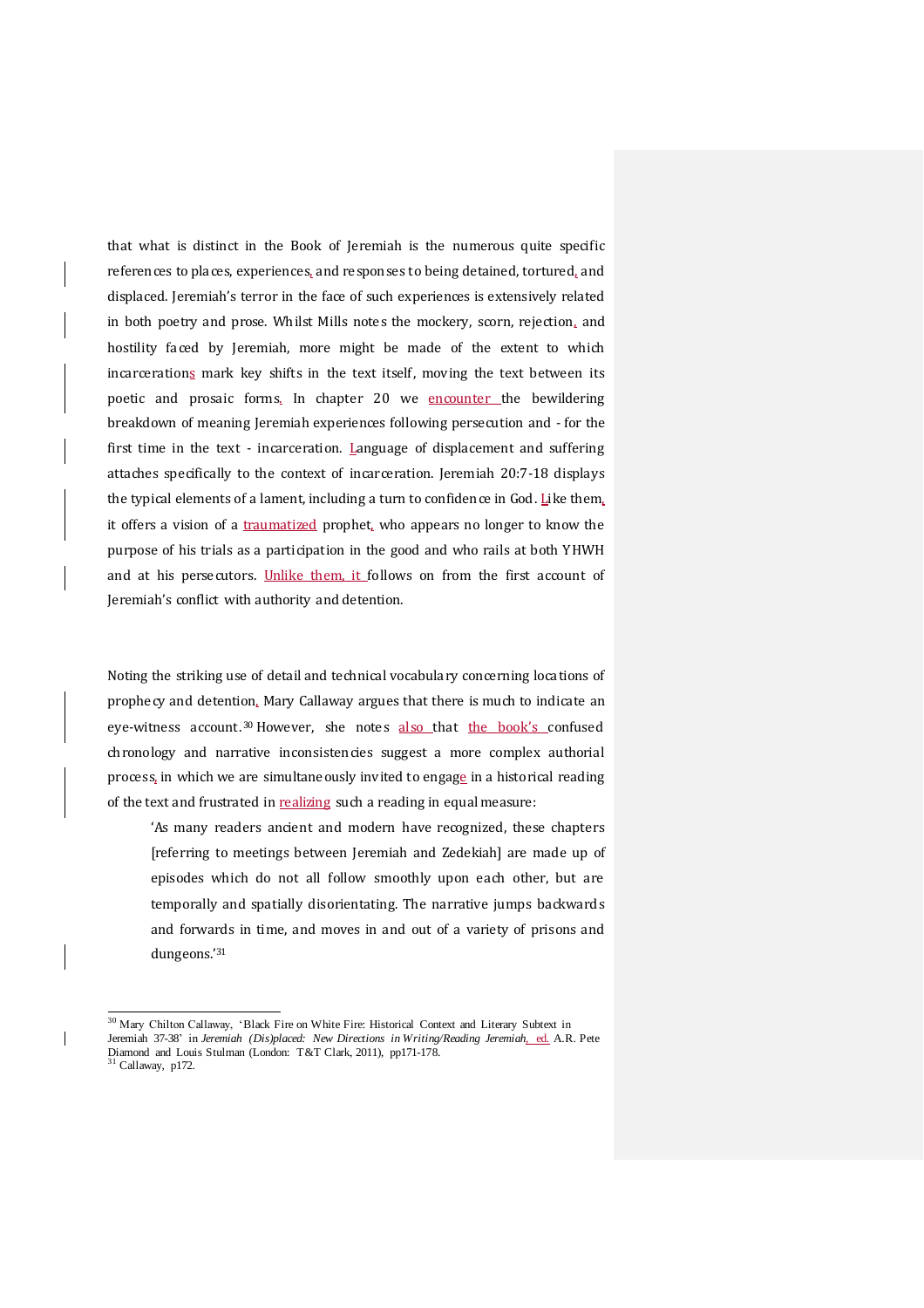that what is distinct in the Book of Jeremiah is the numerous quite specific references to places, experiences, and responses to being detained, tortured, and displaced. Jeremiah's terror in the face of such experiences is extensively related in both poetry and prose. Whilst Mills notes the mockery, scorn, rejection, and hostility faced by Jeremiah, more might be made of the extent to which incarcerations mark key shifts in the text itself, moving the text between its poetic and prosaic forms. In chapter 20 we encounter the bewildering breakdown of meaning Jeremiah experiences following persecution and - for the first time in the text - incarceration. Language of displacement and suffering attaches specifically to the context of incarceration. Jeremiah 20:7-18 displays the typical elements of a lament, including a turn to confidence in God. Like them, it offers a vision of a traumatized prophet, who appears no longer to know the purpose of his trials as a participation in the good and who rails at both YHWH and at his persecutors. Unlike them, it follows on from the first account of Jeremiah's conflict with authority and detention.

Noting the striking use of detail and technical vocabulary concerning locations of prophecy and detention, Mary Callaway argues that there is much to indicate an eye-witness account.[30] However, she notes also that the book's confused chronology and narrative inconsistencies suggest a more complex authorial process, in which we are simultaneously invited to engage in a historical reading of the text and frustrated in realizing such a reading in equal measure:

> 'As many readers ancient and modern have recognized, these chapters [referring to meetings between Jeremiah and Zedekiah] are made up of episodes which do not all follow smoothly upon each other, but are temporally and spatially disorientating. The narrative jumps backwards and forwards in time, and moves in and out of a variety of prisons and dungeons.'[31]

---

[30] Mary Chilton Callaway, 'Black Fire on White Fire: Historical Context and Literary Subtext in Jeremiah 37-38' in *Jeremiah (Dis)placed: New Directions in Writing/Reading Jeremiah*, ed. A.R. Pete Diamond and Louis Stulman (London: T&T Clark, 2011), pp171-178.

[31] Callaway, p172.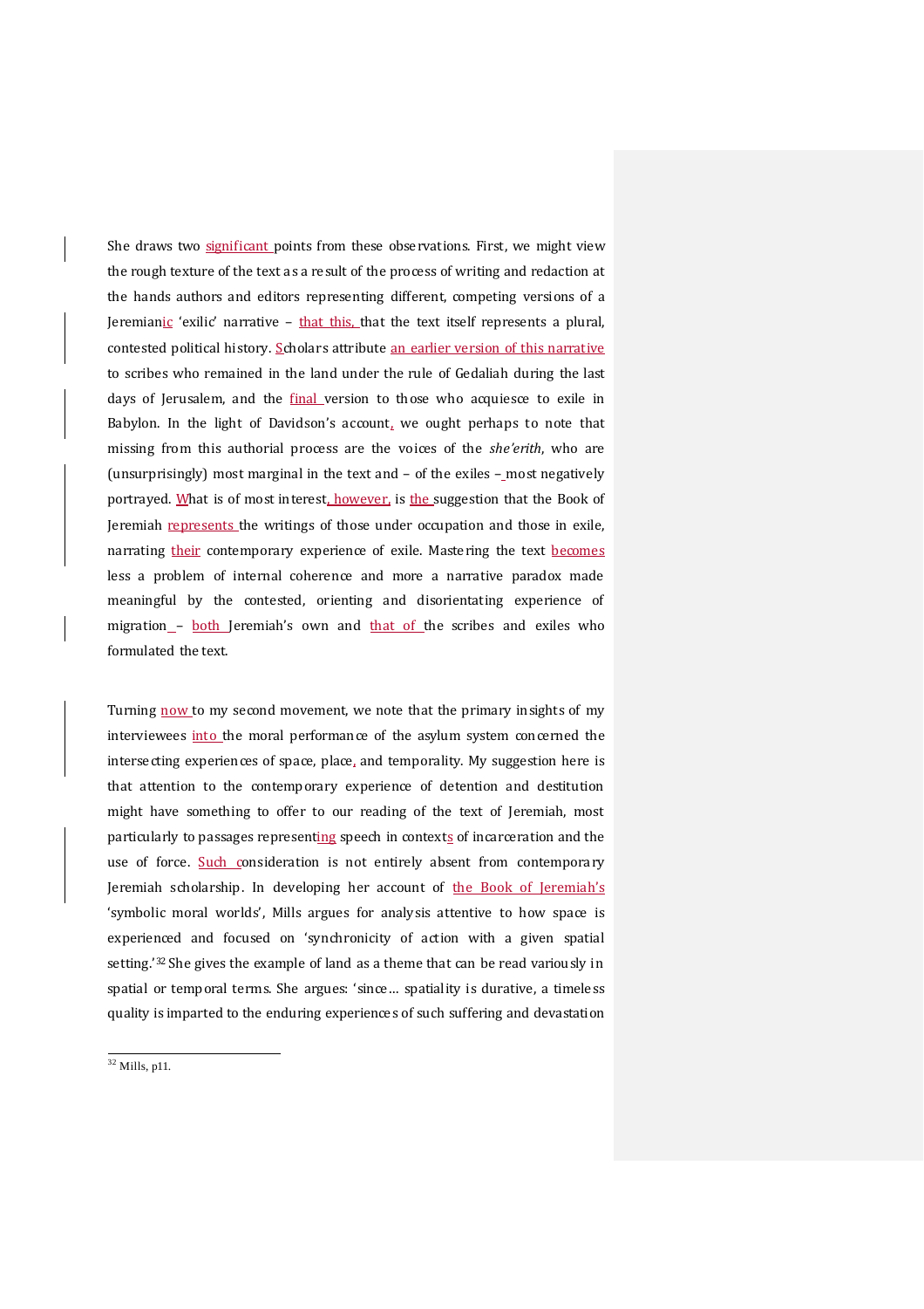She draws two significant points from these observations. First, we might view the rough texture of the text as a result of the process of writing and redaction at the hands authors and editors representing different, competing versions of a Jeremianic 'exilic' narrative – that this, that the text itself represents a plural, contested political history. Scholars attribute an earlier version of this narrative to scribes who remained in the land under the rule of Gedaliah during the last days of Jerusalem, and the final version to those who acquiesce to exile in Babylon. In the light of Davidson's account, we ought perhaps to note that missing from this authorial process are the voices of the *she'erith*, who are (unsurprisingly) most marginal in the text and – of the exiles – most negatively portrayed. What is of most interest, however, is the suggestion that the Book of Jeremiah represents the writings of those under occupation and those in exile, narrating their contemporary experience of exile. Mastering the text becomes less a problem of internal coherence and more a narrative paradox made meaningful by the contested, orienting and disorientating experience of migration – both Jeremiah's own and that of the scribes and exiles who formulated the text.

Turning now to my second movement, we note that the primary insights of my interviewees into the moral performance of the asylum system concerned the intersecting experiences of space, place, and temporality. My suggestion here is that attention to the contemporary experience of detention and destitution might have something to offer to our reading of the text of Jeremiah, most particularly to passages representing speech in contexts of incarceration and the use of force. Such consideration is not entirely absent from contemporary Jeremiah scholarship. In developing her account of the Book of Jeremiah's 'symbolic moral worlds', Mills argues for analysis attentive to how space is experienced and focused on 'synchronicity of action with a given spatial setting.'[32] She gives the example of land as a theme that can be read variously in spatial or temporal terms. She argues: 'since… spatiality is durative, a timeless quality is imparted to the enduring experiences of such suffering and devastation

---

[32] Mills, p11.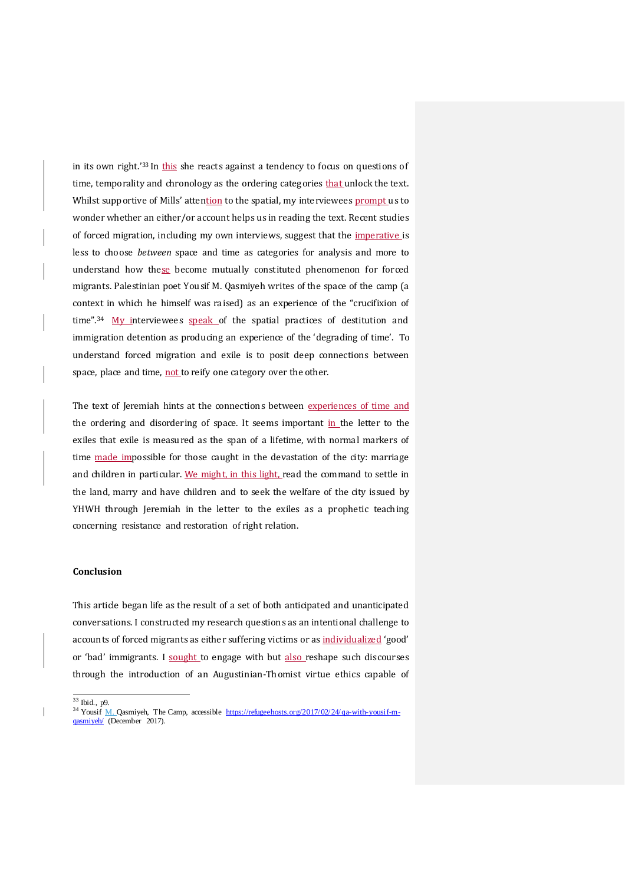in its own right.'[33] In this she reacts against a tendency to focus on questions of time, temporality and chronology as the ordering categories that unlock the text. Whilst supportive of Mills' attention to the spatial, my interviewees prompt us to wonder whether an either/or account helps us in reading the text. Recent studies of forced migration, including my own interviews, suggest that the imperative is less to choose *between* space and time as categories for analysis and more to understand how these become mutually constituted phenomenon for forced migrants. Palestinian poet Yousif M. Qasmiyeh writes of the space of the camp (a context in which he himself was raised) as an experience of the "crucifixion of time".[34] My interviewees speak of the spatial practices of destitution and immigration detention as producing an experience of the 'degrading of time'. To understand forced migration and exile is to posit deep connections between space, place and time, not to reify one category over the other.

The text of Jeremiah hints at the connections between experiences of time and the ordering and disordering of space. It seems important in the letter to the exiles that exile is measured as the span of a lifetime, with normal markers of time made impossible for those caught in the devastation of the city: marriage and children in particular. We might, in this light, read the command to settle in the land, marry and have children and to seek the welfare of the city issued by YHWH through Jeremiah in the letter to the exiles as a prophetic teaching concerning resistance and restoration of right relation.

## Conclusion

This article began life as the result of a set of both anticipated and unanticipated conversations. I constructed my research questions as an intentional challenge to accounts of forced migrants as either suffering victims or as individualized 'good' or 'bad' immigrants. I sought to engage with but also reshape such discourses through the introduction of an Augustinian-Thomist virtue ethics capable of

[33] Ibid., p9.

[34] Yousif M. Qasmiyeh, The Camp, accessible https://refugeehosts.org/2017/02/24/qa-with-yousif-m-qasmiyeh/ (December 2017).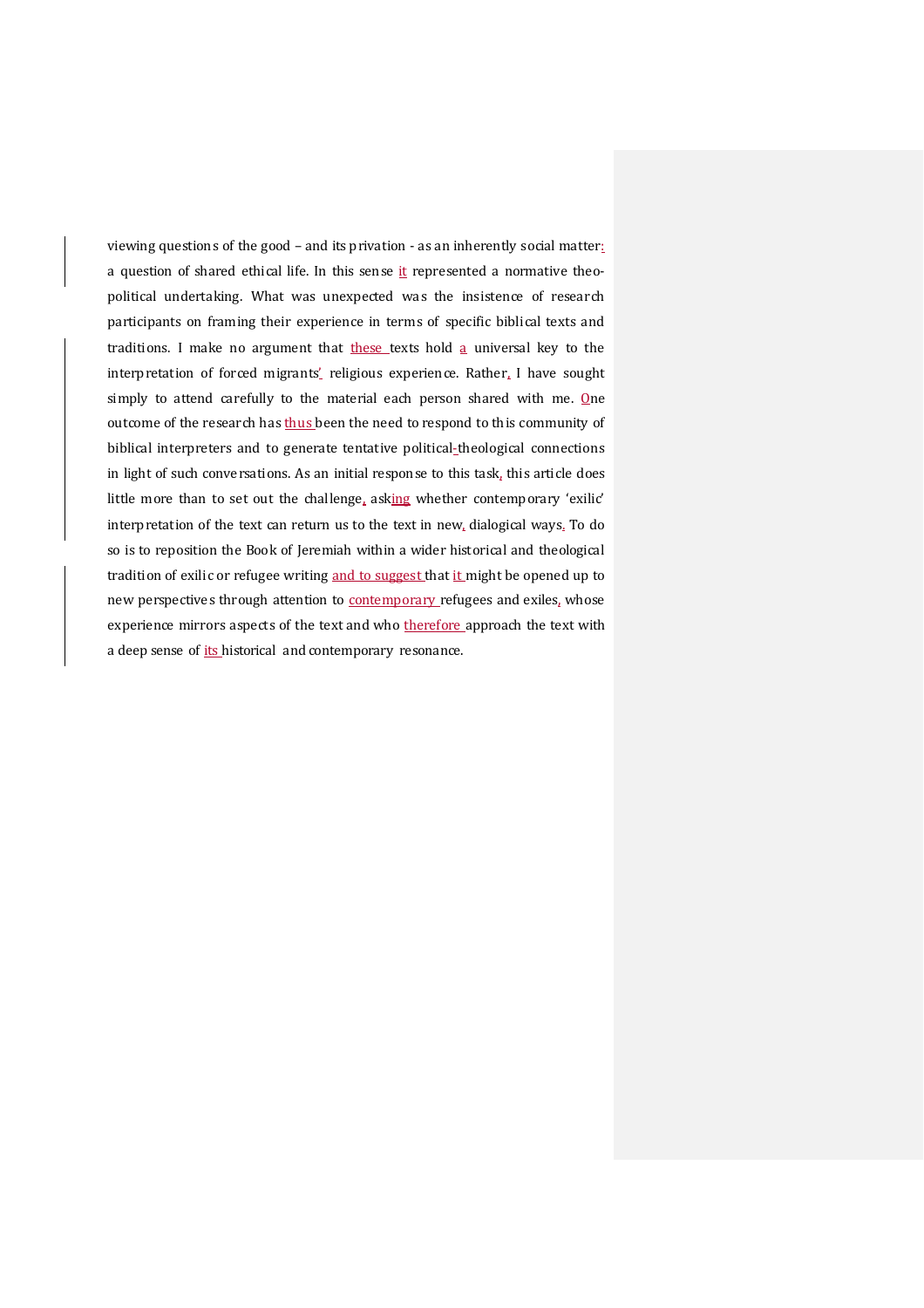viewing questions of the good – and its privation - as an inherently social matter: a question of shared ethical life. In this sense it represented a normative theo-political undertaking. What was unexpected was the insistence of research participants on framing their experience in terms of specific biblical texts and traditions. I make no argument that these texts hold a universal key to the interpretation of forced migrants' religious experience. Rather, I have sought simply to attend carefully to the material each person shared with me. One outcome of the research has thus been the need to respond to this community of biblical interpreters and to generate tentative political-theological connections in light of such conversations. As an initial response to this task, this article does little more than to set out the challenge, asking whether contemporary 'exilic' interpretation of the text can return us to the text in new, dialogical ways. To do so is to reposition the Book of Jeremiah within a wider historical and theological tradition of exilic or refugee writing and to suggest that it might be opened up to new perspectives through attention to contemporary refugees and exiles, whose experience mirrors aspects of the text and who therefore approach the text with a deep sense of its historical and contemporary resonance.